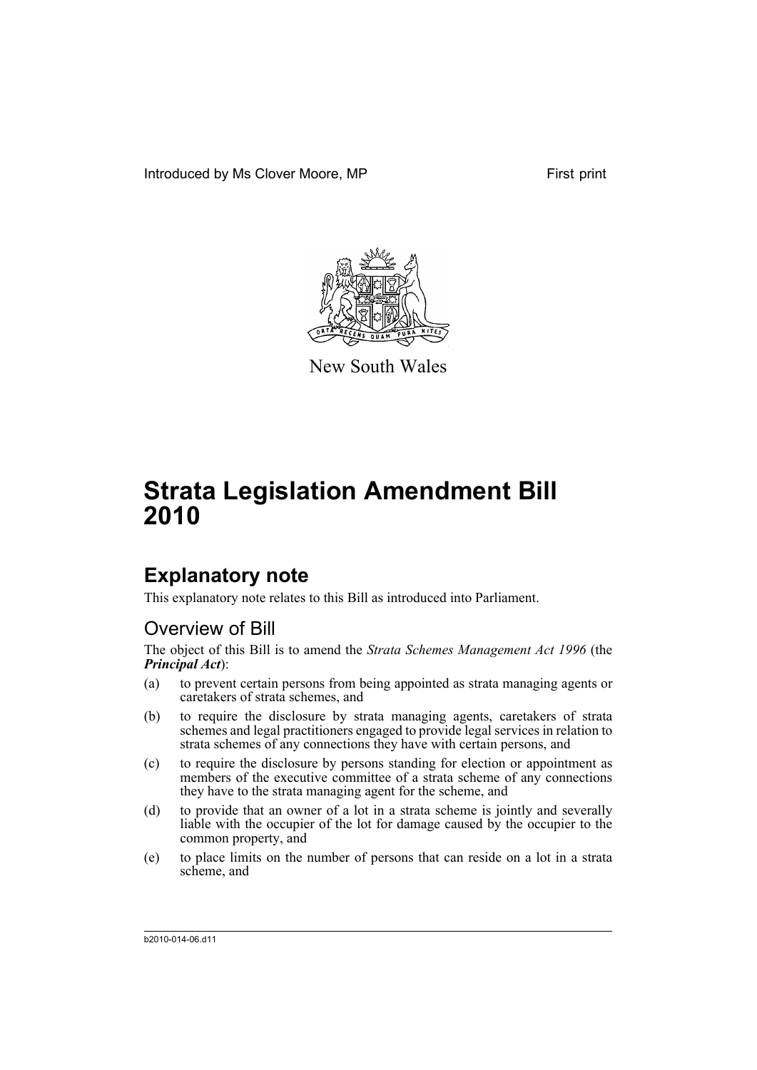Introduced by Ms Clover Moore, MP First print

New South Wales

# Strata Legislation Amendment Bill 2010

## Explanatory note

This explanatory note relates to this Bill as introduced into Parliament.

### Overview of Bill

The object of this Bill is to amend the *Strata Schemes Management Act 1996* (the ***Principal Act***):

(a) to prevent certain persons from being appointed as strata managing agents or caretakers of strata schemes, and

(b) to require the disclosure by strata managing agents, caretakers of strata schemes and legal practitioners engaged to provide legal services in relation to strata schemes of any connections they have with certain persons, and

(c) to require the disclosure by persons standing for election or appointment as members of the executive committee of a strata scheme of any connections they have to the strata managing agent for the scheme, and

(d) to provide that an owner of a lot in a strata scheme is jointly and severally liable with the occupier of the lot for damage caused by the occupier to the common property, and

(e) to place limits on the number of persons that can reside on a lot in a strata scheme, and

b2010-014-06.d11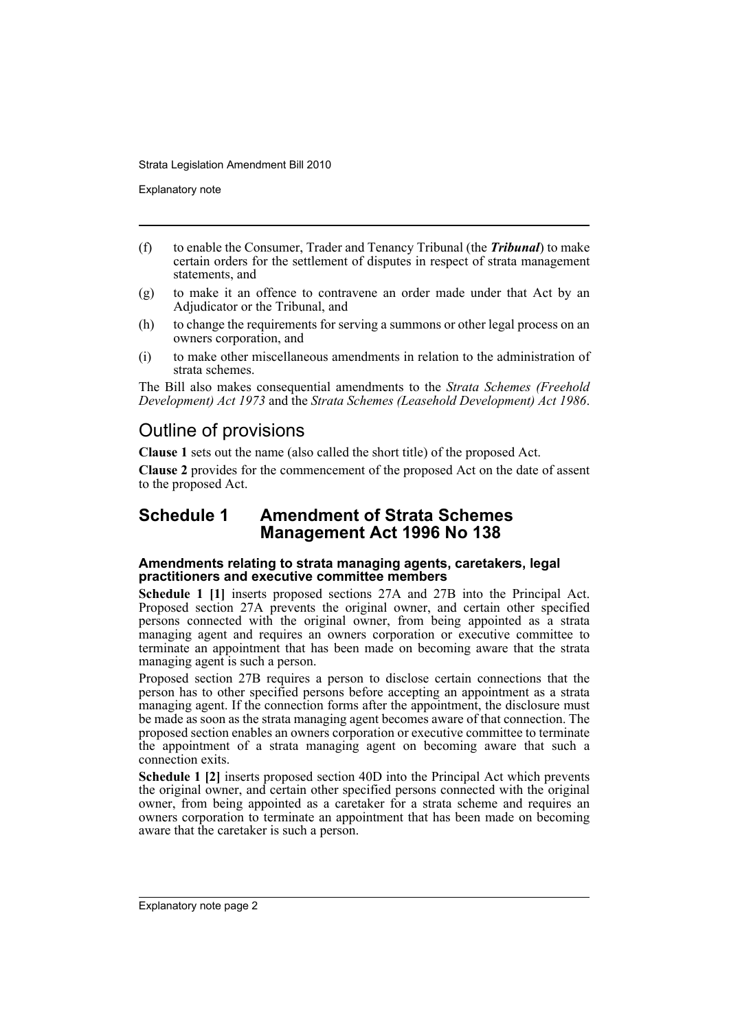(f) to enable the Consumer, Trader and Tenancy Tribunal (the ***Tribunal***) to make certain orders for the settlement of disputes in respect of strata management statements, and

(g) to make it an offence to contravene an order made under that Act by an Adjudicator or the Tribunal, and

(h) to change the requirements for serving a summons or other legal process on an owners corporation, and

(i) to make other miscellaneous amendments in relation to the administration of strata schemes.

The Bill also makes consequential amendments to the *Strata Schemes (Freehold Development) Act 1973* and the *Strata Schemes (Leasehold Development) Act 1986*.

## Outline of provisions

**Clause 1** sets out the name (also called the short title) of the proposed Act.

**Clause 2** provides for the commencement of the proposed Act on the date of assent to the proposed Act.

## Schedule 1 Amendment of Strata Schemes Management Act 1996 No 138

### Amendments relating to strata managing agents, caretakers, legal practitioners and executive committee members

**Schedule 1 [1]** inserts proposed sections 27A and 27B into the Principal Act. Proposed section 27A prevents the original owner, and certain other specified persons connected with the original owner, from being appointed as a strata managing agent and requires an owners corporation or executive committee to terminate an appointment that has been made on becoming aware that the strata managing agent is such a person.

Proposed section 27B requires a person to disclose certain connections that the person has to other specified persons before accepting an appointment as a strata managing agent. If the connection forms after the appointment, the disclosure must be made as soon as the strata managing agent becomes aware of that connection. The proposed section enables an owners corporation or executive committee to terminate the appointment of a strata managing agent on becoming aware that such a connection exits.

**Schedule 1 [2]** inserts proposed section 40D into the Principal Act which prevents the original owner, and certain other specified persons connected with the original owner, from being appointed as a caretaker for a strata scheme and requires an owners corporation to terminate an appointment that has been made on becoming aware that the caretaker is such a person.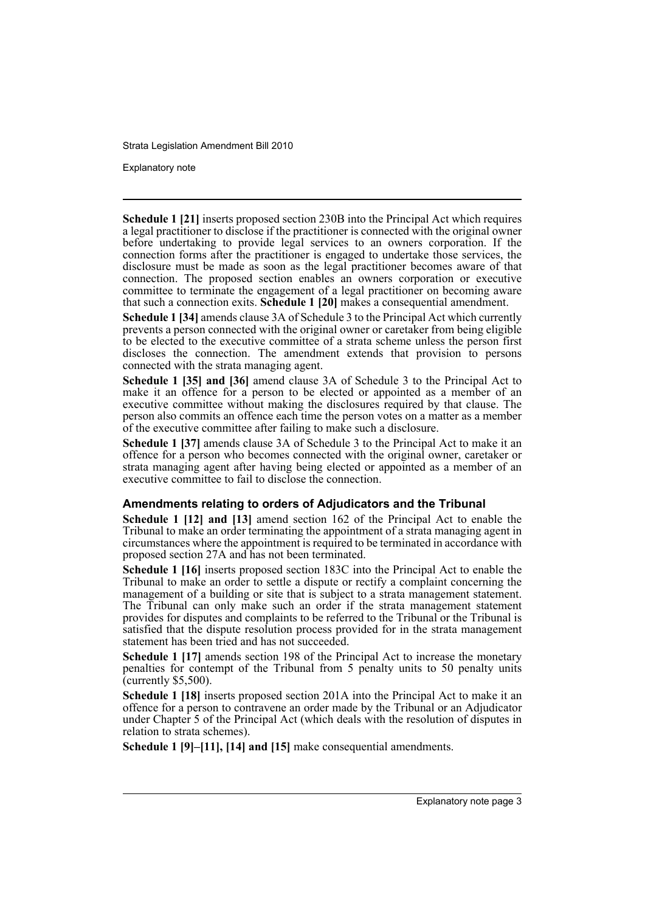**Schedule 1 [21]** inserts proposed section 230B into the Principal Act which requires a legal practitioner to disclose if the practitioner is connected with the original owner before undertaking to provide legal services to an owners corporation. If the connection forms after the practitioner is engaged to undertake those services, the disclosure must be made as soon as the legal practitioner becomes aware of that connection. The proposed section enables an owners corporation or executive committee to terminate the engagement of a legal practitioner on becoming aware that such a connection exits. **Schedule 1 [20]** makes a consequential amendment.

**Schedule 1 [34]** amends clause 3A of Schedule 3 to the Principal Act which currently prevents a person connected with the original owner or caretaker from being eligible to be elected to the executive committee of a strata scheme unless the person first discloses the connection. The amendment extends that provision to persons connected with the strata managing agent.

**Schedule 1 [35] and [36]** amend clause 3A of Schedule 3 to the Principal Act to make it an offence for a person to be elected or appointed as a member of an executive committee without making the disclosures required by that clause. The person also commits an offence each time the person votes on a matter as a member of the executive committee after failing to make such a disclosure.

**Schedule 1 [37]** amends clause 3A of Schedule 3 to the Principal Act to make it an offence for a person who becomes connected with the original owner, caretaker or strata managing agent after having being elected or appointed as a member of an executive committee to fail to disclose the connection.

### Amendments relating to orders of Adjudicators and the Tribunal

**Schedule 1 [12] and [13]** amend section 162 of the Principal Act to enable the Tribunal to make an order terminating the appointment of a strata managing agent in circumstances where the appointment is required to be terminated in accordance with proposed section 27A and has not been terminated.

**Schedule 1 [16]** inserts proposed section 183C into the Principal Act to enable the Tribunal to make an order to settle a dispute or rectify a complaint concerning the management of a building or site that is subject to a strata management statement. The Tribunal can only make such an order if the strata management statement provides for disputes and complaints to be referred to the Tribunal or the Tribunal is satisfied that the dispute resolution process provided for in the strata management statement has been tried and has not succeeded.

**Schedule 1 [17]** amends section 198 of the Principal Act to increase the monetary penalties for contempt of the Tribunal from 5 penalty units to 50 penalty units (currently $5,500).

**Schedule 1 [18]** inserts proposed section 201A into the Principal Act to make it an offence for a person to contravene an order made by the Tribunal or an Adjudicator under Chapter 5 of the Principal Act (which deals with the resolution of disputes in relation to strata schemes).

**Schedule 1 [9]–[11], [14] and [15]** make consequential amendments.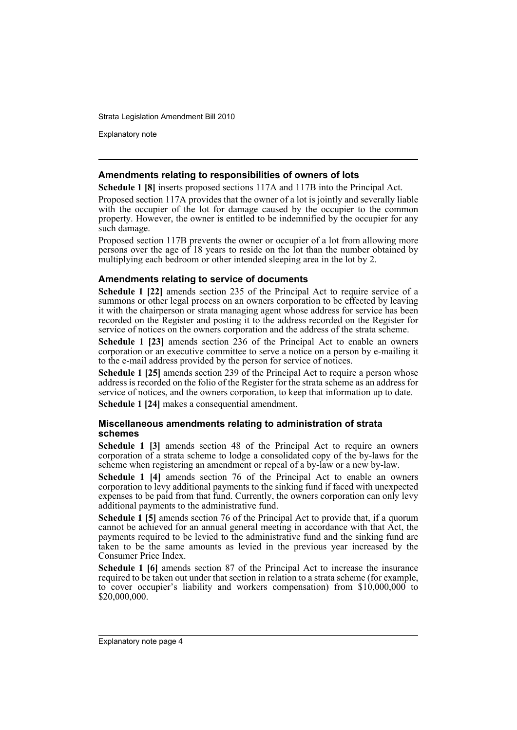### Amendments relating to responsibilities of owners of lots

**Schedule 1 [8]** inserts proposed sections 117A and 117B into the Principal Act.

Proposed section 117A provides that the owner of a lot is jointly and severally liable with the occupier of the lot for damage caused by the occupier to the common property. However, the owner is entitled to be indemnified by the occupier for any such damage.

Proposed section 117B prevents the owner or occupier of a lot from allowing more persons over the age of 18 years to reside on the lot than the number obtained by multiplying each bedroom or other intended sleeping area in the lot by 2.

### Amendments relating to service of documents

**Schedule 1 [22]** amends section 235 of the Principal Act to require service of a summons or other legal process on an owners corporation to be effected by leaving it with the chairperson or strata managing agent whose address for service has been recorded on the Register and posting it to the address recorded on the Register for service of notices on the owners corporation and the address of the strata scheme.

**Schedule 1 [23]** amends section 236 of the Principal Act to enable an owners corporation or an executive committee to serve a notice on a person by e-mailing it to the e-mail address provided by the person for service of notices.

**Schedule 1 [25]** amends section 239 of the Principal Act to require a person whose address is recorded on the folio of the Register for the strata scheme as an address for service of notices, and the owners corporation, to keep that information up to date.

**Schedule 1 [24]** makes a consequential amendment.

### Miscellaneous amendments relating to administration of strata schemes

**Schedule 1 [3]** amends section 48 of the Principal Act to require an owners corporation of a strata scheme to lodge a consolidated copy of the by-laws for the scheme when registering an amendment or repeal of a by-law or a new by-law.

**Schedule 1 [4]** amends section 76 of the Principal Act to enable an owners corporation to levy additional payments to the sinking fund if faced with unexpected expenses to be paid from that fund. Currently, the owners corporation can only levy additional payments to the administrative fund.

**Schedule 1 [5]** amends section 76 of the Principal Act to provide that, if a quorum cannot be achieved for an annual general meeting in accordance with that Act, the payments required to be levied to the administrative fund and the sinking fund are taken to be the same amounts as levied in the previous year increased by the Consumer Price Index.

**Schedule 1 [6]** amends section 87 of the Principal Act to increase the insurance required to be taken out under that section in relation to a strata scheme (for example, to cover occupier's liability and workers compensation) from $10,000,000 to $20,000,000.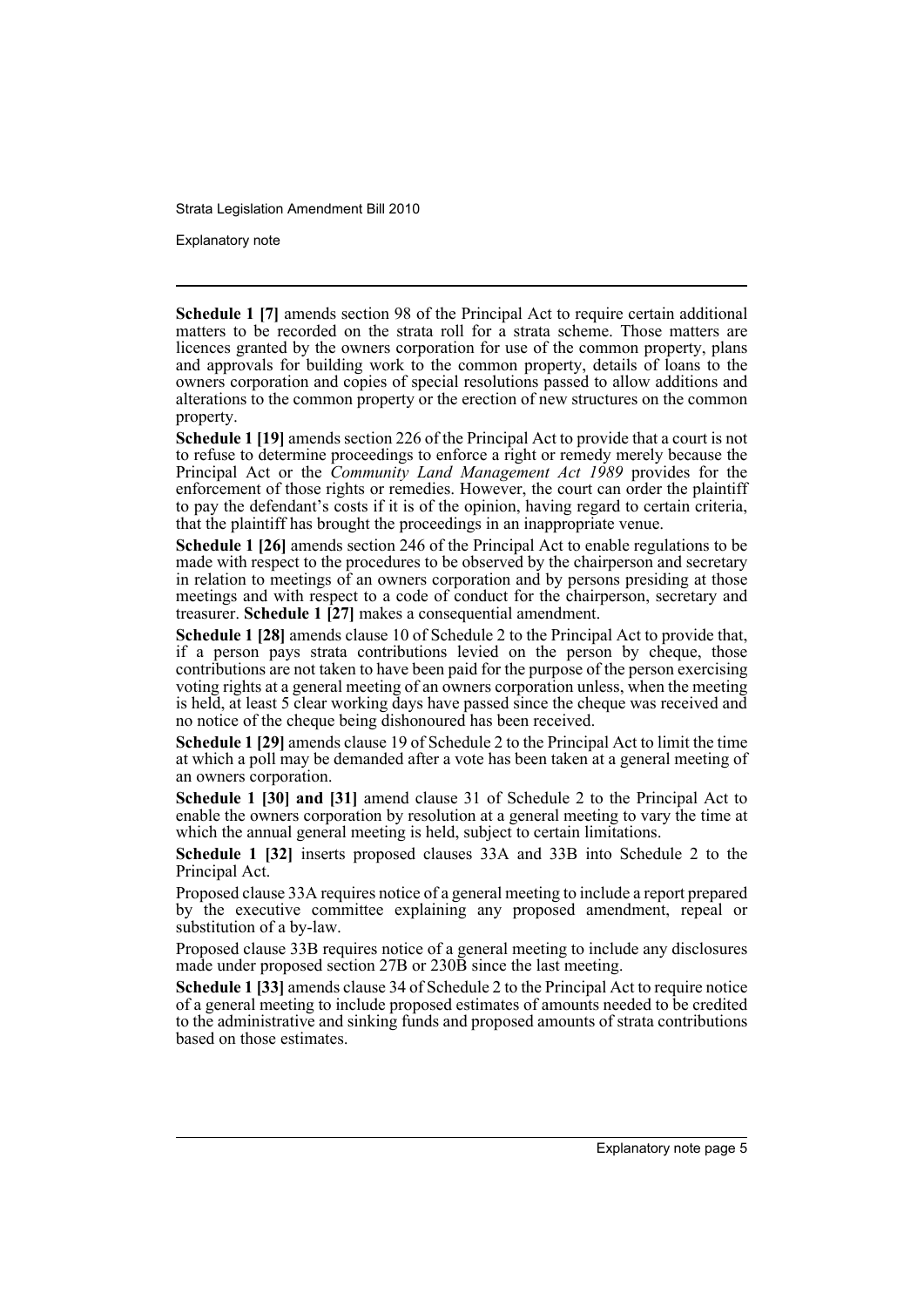**Schedule 1 [7]** amends section 98 of the Principal Act to require certain additional matters to be recorded on the strata roll for a strata scheme. Those matters are licences granted by the owners corporation for use of the common property, plans and approvals for building work to the common property, details of loans to the owners corporation and copies of special resolutions passed to allow additions and alterations to the common property or the erection of new structures on the common property.

**Schedule 1 [19]** amends section 226 of the Principal Act to provide that a court is not to refuse to determine proceedings to enforce a right or remedy merely because the Principal Act or the *Community Land Management Act 1989* provides for the enforcement of those rights or remedies. However, the court can order the plaintiff to pay the defendant's costs if it is of the opinion, having regard to certain criteria, that the plaintiff has brought the proceedings in an inappropriate venue.

**Schedule 1 [26]** amends section 246 of the Principal Act to enable regulations to be made with respect to the procedures to be observed by the chairperson and secretary in relation to meetings of an owners corporation and by persons presiding at those meetings and with respect to a code of conduct for the chairperson, secretary and treasurer. **Schedule 1 [27]** makes a consequential amendment.

**Schedule 1 [28]** amends clause 10 of Schedule 2 to the Principal Act to provide that, if a person pays strata contributions levied on the person by cheque, those contributions are not taken to have been paid for the purpose of the person exercising voting rights at a general meeting of an owners corporation unless, when the meeting is held, at least 5 clear working days have passed since the cheque was received and no notice of the cheque being dishonoured has been received.

**Schedule 1 [29]** amends clause 19 of Schedule 2 to the Principal Act to limit the time at which a poll may be demanded after a vote has been taken at a general meeting of an owners corporation.

**Schedule 1 [30] and [31]** amend clause 31 of Schedule 2 to the Principal Act to enable the owners corporation by resolution at a general meeting to vary the time at which the annual general meeting is held, subject to certain limitations.

**Schedule 1 [32]** inserts proposed clauses 33A and 33B into Schedule 2 to the Principal Act.

Proposed clause 33A requires notice of a general meeting to include a report prepared by the executive committee explaining any proposed amendment, repeal or substitution of a by-law.

Proposed clause 33B requires notice of a general meeting to include any disclosures made under proposed section 27B or 230B since the last meeting.

**Schedule 1 [33]** amends clause 34 of Schedule 2 to the Principal Act to require notice of a general meeting to include proposed estimates of amounts needed to be credited to the administrative and sinking funds and proposed amounts of strata contributions based on those estimates.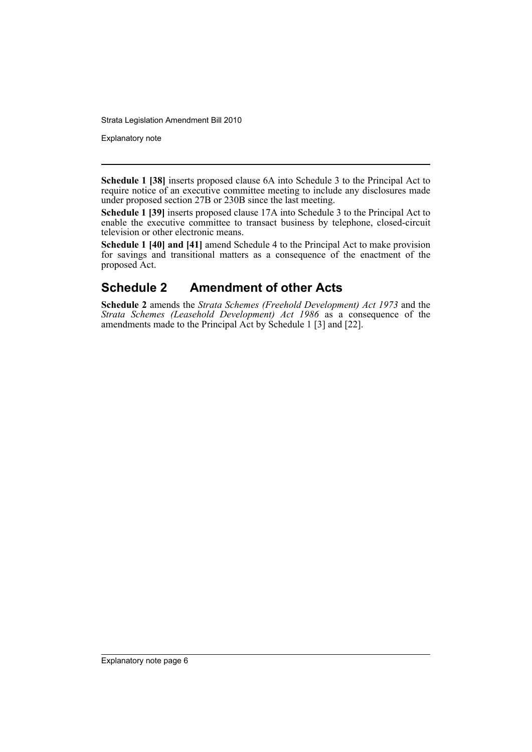**Schedule 1 [38]** inserts proposed clause 6A into Schedule 3 to the Principal Act to require notice of an executive committee meeting to include any disclosures made under proposed section 27B or 230B since the last meeting.

**Schedule 1 [39]** inserts proposed clause 17A into Schedule 3 to the Principal Act to enable the executive committee to transact business by telephone, closed-circuit television or other electronic means.

**Schedule 1 [40] and [41]** amend Schedule 4 to the Principal Act to make provision for savings and transitional matters as a consequence of the enactment of the proposed Act.

## Schedule 2 Amendment of other Acts

**Schedule 2** amends the *Strata Schemes (Freehold Development) Act 1973* and the *Strata Schemes (Leasehold Development) Act 1986* as a consequence of the amendments made to the Principal Act by Schedule 1 [3] and [22].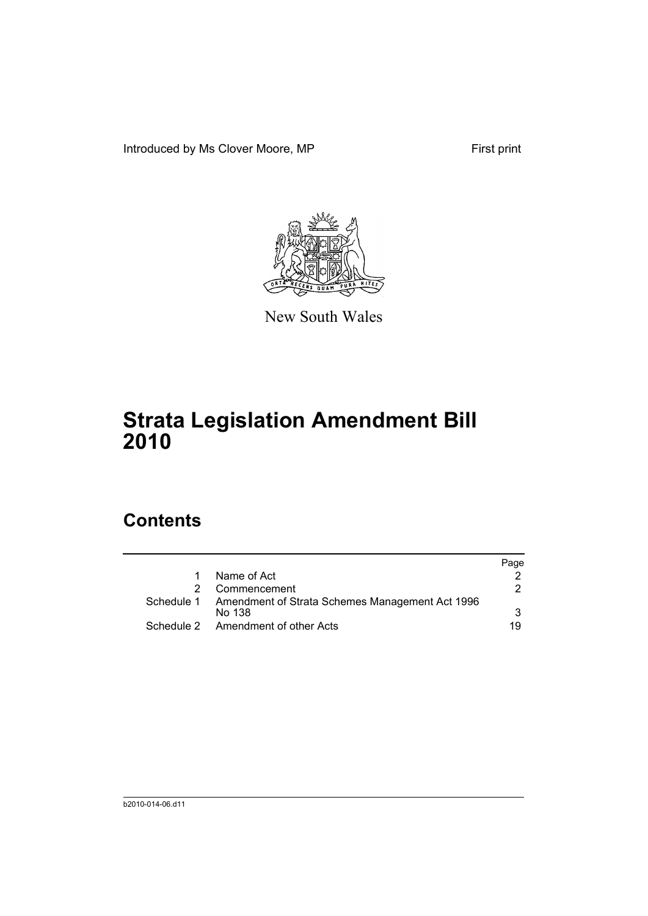Introduced by Ms Clover Moore, MP First print

New South Wales

# Strata Legislation Amendment Bill 2010

## Contents

| | | Page |
|---|---|---|
| 1 | Name of Act | 2 |
| 2 | Commencement | 2 |
| Schedule 1 | Amendment of Strata Schemes Management Act 1996 No 138 | 3 |
| Schedule 2 | Amendment of other Acts | 19 |

b2010-014-06.d11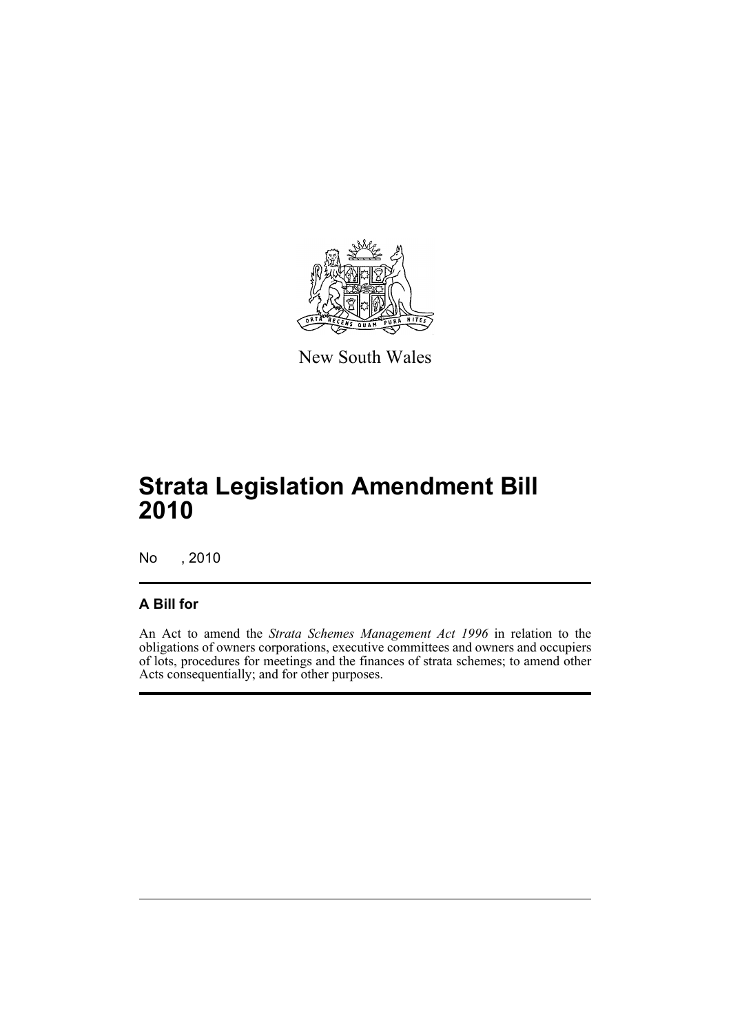New South Wales

# Strata Legislation Amendment Bill 2010

No , 2010

## A Bill for

An Act to amend the *Strata Schemes Management Act 1996* in relation to the obligations of owners corporations, executive committees and owners and occupiers of lots, procedures for meetings and the finances of strata schemes; to amend other Acts consequentially; and for other purposes.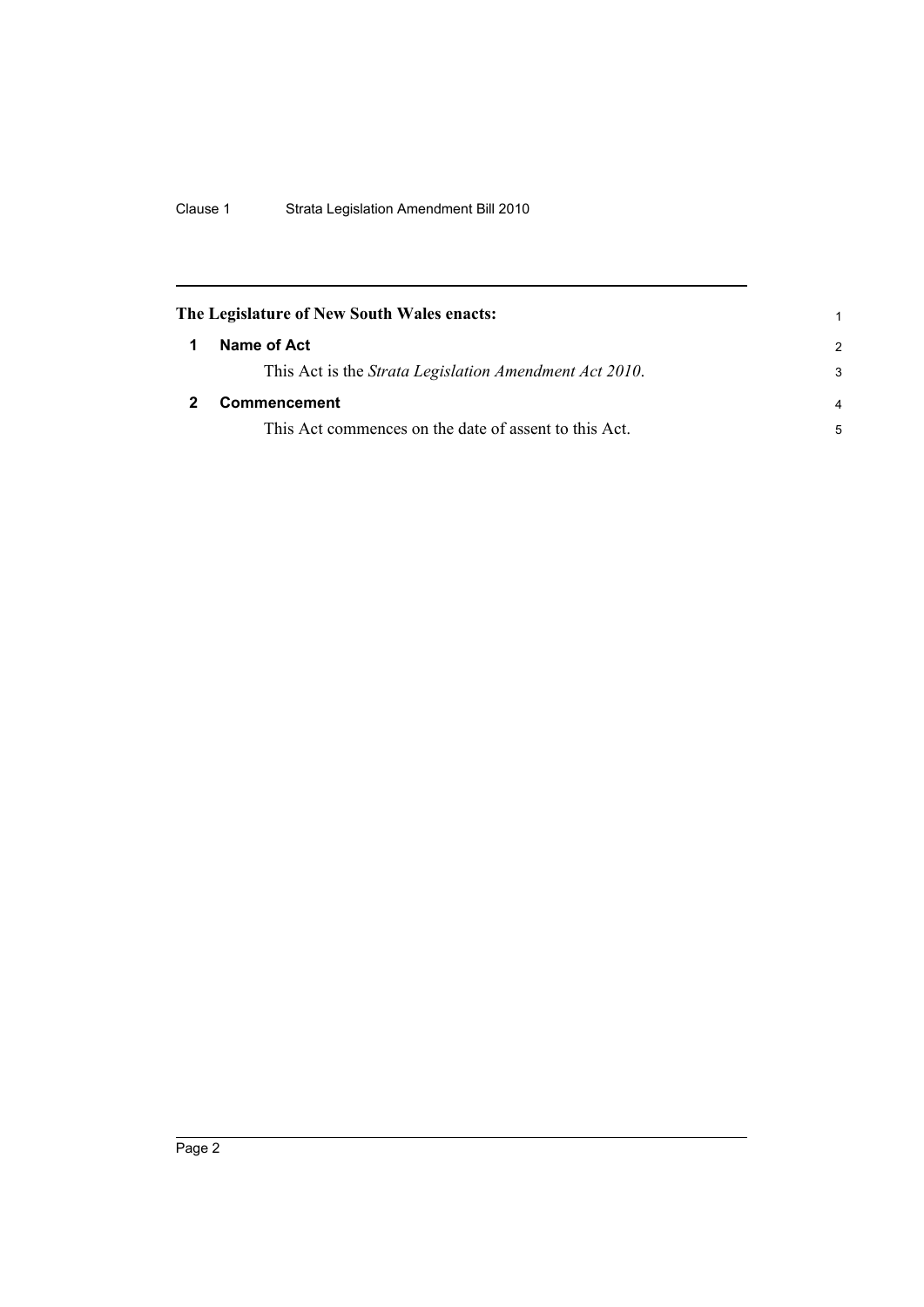**The Legislature of New South Wales enacts:**

## 1 Name of Act

This Act is the *Strata Legislation Amendment Act 2010*.

## 2 Commencement

This Act commences on the date of assent to this Act.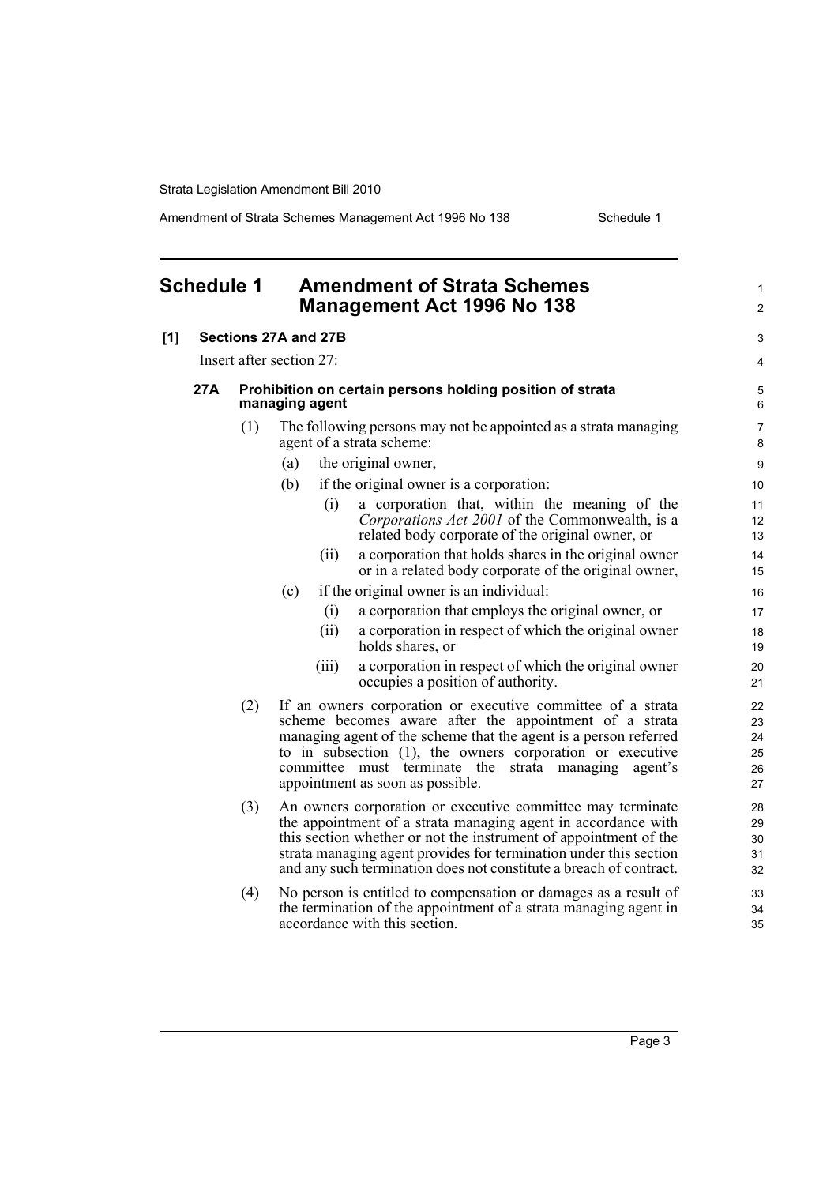## Schedule 1 Amendment of Strata Schemes Management Act 1996 No 138

**[1] Sections 27A and 27B**

Insert after section 27:

### 27A Prohibition on certain persons holding position of strata managing agent

(1) The following persons may not be appointed as a strata managing agent of a strata scheme:

(a) the original owner,

(b) if the original owner is a corporation:

(i) a corporation that, within the meaning of the *Corporations Act 2001* of the Commonwealth, is a related body corporate of the original owner, or

(ii) a corporation that holds shares in the original owner or in a related body corporate of the original owner,

(c) if the original owner is an individual:

(i) a corporation that employs the original owner, or

(ii) a corporation in respect of which the original owner holds shares, or

(iii) a corporation in respect of which the original owner occupies a position of authority.

(2) If an owners corporation or executive committee of a strata scheme becomes aware after the appointment of a strata managing agent of the scheme that the agent is a person referred to in subsection (1), the owners corporation or executive committee must terminate the strata managing agent's appointment as soon as possible.

(3) An owners corporation or executive committee may terminate the appointment of a strata managing agent in accordance with this section whether or not the instrument of appointment of the strata managing agent provides for termination under this section and any such termination does not constitute a breach of contract.

(4) No person is entitled to compensation or damages as a result of the termination of the appointment of a strata managing agent in accordance with this section.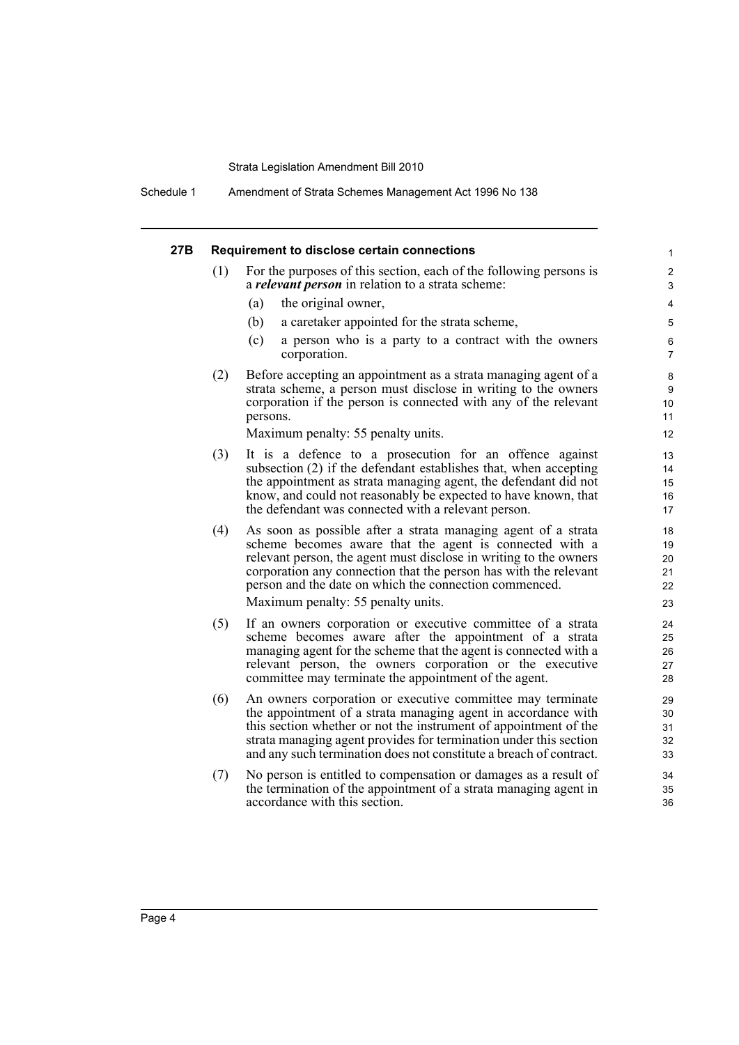### 27B Requirement to disclose certain connections

(1) For the purposes of this section, each of the following persons is a ***relevant person*** in relation to a strata scheme:

- (a) the original owner,
- (b) a caretaker appointed for the strata scheme,
- (c) a person who is a party to a contract with the owners corporation.

(2) Before accepting an appointment as a strata managing agent of a strata scheme, a person must disclose in writing to the owners corporation if the person is connected with any of the relevant persons.

Maximum penalty: 55 penalty units.

(3) It is a defence to a prosecution for an offence against subsection (2) if the defendant establishes that, when accepting the appointment as strata managing agent, the defendant did not know, and could not reasonably be expected to have known, that the defendant was connected with a relevant person.

(4) As soon as possible after a strata managing agent of a strata scheme becomes aware that the agent is connected with a relevant person, the agent must disclose in writing to the owners corporation any connection that the person has with the relevant person and the date on which the connection commenced.

Maximum penalty: 55 penalty units.

(5) If an owners corporation or executive committee of a strata scheme becomes aware after the appointment of a strata managing agent for the scheme that the agent is connected with a relevant person, the owners corporation or the executive committee may terminate the appointment of the agent.

(6) An owners corporation or executive committee may terminate the appointment of a strata managing agent in accordance with this section whether or not the instrument of appointment of the strata managing agent provides for termination under this section and any such termination does not constitute a breach of contract.

(7) No person is entitled to compensation or damages as a result of the termination of the appointment of a strata managing agent in accordance with this section.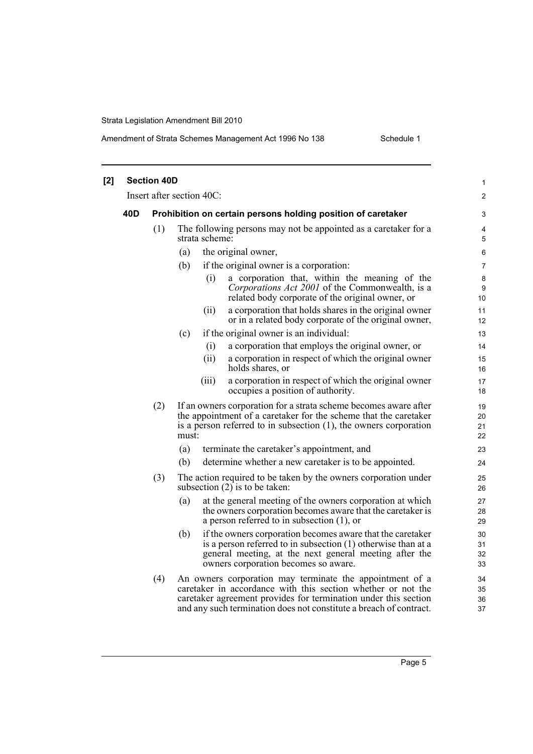## [2] Section 40D

Insert after section 40C:

### 40D Prohibition on certain persons holding position of caretaker

(1) The following persons may not be appointed as a caretaker for a strata scheme:

- (a) the original owner,
- (b) if the original owner is a corporation:
  - (i) a corporation that, within the meaning of the *Corporations Act 2001* of the Commonwealth, is a related body corporate of the original owner, or
  - (ii) a corporation that holds shares in the original owner or in a related body corporate of the original owner,
- (c) if the original owner is an individual:
  - (i) a corporation that employs the original owner, or
  - (ii) a corporation in respect of which the original owner holds shares, or
  - (iii) a corporation in respect of which the original owner occupies a position of authority.

(2) If an owners corporation for a strata scheme becomes aware after the appointment of a caretaker for the scheme that the caretaker is a person referred to in subsection (1), the owners corporation must:

- (a) terminate the caretaker's appointment, and
- (b) determine whether a new caretaker is to be appointed.

(3) The action required to be taken by the owners corporation under subsection (2) is to be taken:

- (a) at the general meeting of the owners corporation at which the owners corporation becomes aware that the caretaker is a person referred to in subsection (1), or
- (b) if the owners corporation becomes aware that the caretaker is a person referred to in subsection (1) otherwise than at a general meeting, at the next general meeting after the owners corporation becomes so aware.

(4) An owners corporation may terminate the appointment of a caretaker in accordance with this section whether or not the caretaker agreement provides for termination under this section and any such termination does not constitute a breach of contract.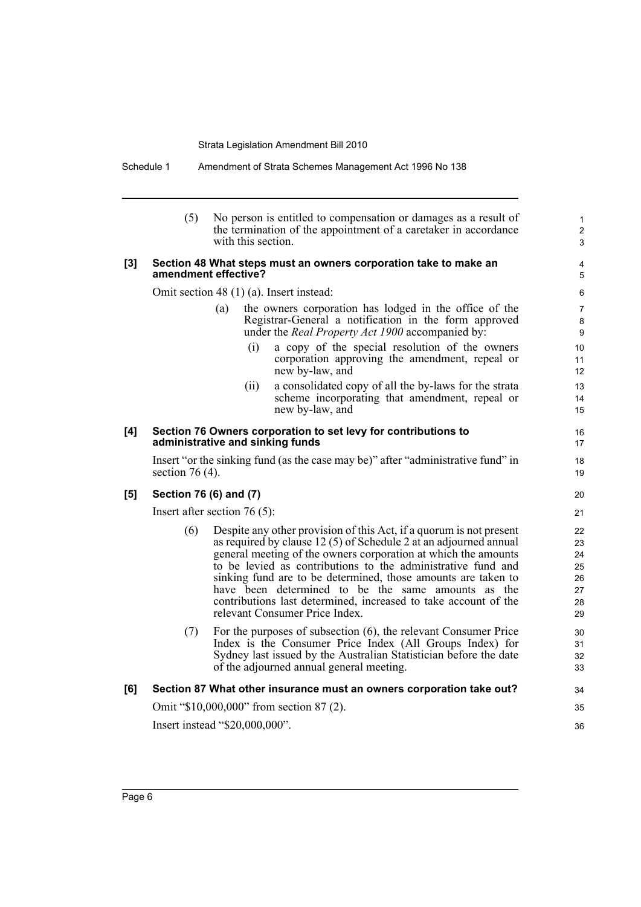(5) No person is entitled to compensation or damages as a result of the termination of the appointment of a caretaker in accordance with this section.

**[3] Section 48 What steps must an owners corporation take to make an amendment effective?**

Omit section 48 (1) (a). Insert instead:

> (a) the owners corporation has lodged in the office of the Registrar-General a notification in the form approved under the *Real Property Act 1900* accompanied by:
>
> (i) a copy of the special resolution of the owners corporation approving the amendment, repeal or new by-law, and
>
> (ii) a consolidated copy of all the by-laws for the strata scheme incorporating that amendment, repeal or new by-law, and

**[4] Section 76 Owners corporation to set levy for contributions to administrative and sinking funds**

Insert "or the sinking fund (as the case may be)" after "administrative fund" in section 76 (4).

**[5] Section 76 (6) and (7)**

Insert after section 76 (5):

> (6) Despite any other provision of this Act, if a quorum is not present as required by clause 12 (5) of Schedule 2 at an adjourned annual general meeting of the owners corporation at which the amounts to be levied as contributions to the administrative fund and sinking fund are to be determined, those amounts are taken to have been determined to be the same amounts as the contributions last determined, increased to take account of the relevant Consumer Price Index.
>
> (7) For the purposes of subsection (6), the relevant Consumer Price Index is the Consumer Price Index (All Groups Index) for Sydney last issued by the Australian Statistician before the date of the adjourned annual general meeting.

**[6] Section 87 What other insurance must an owners corporation take out?**

Omit "$10,000,000" from section 87 (2).

Insert instead "$20,000,000".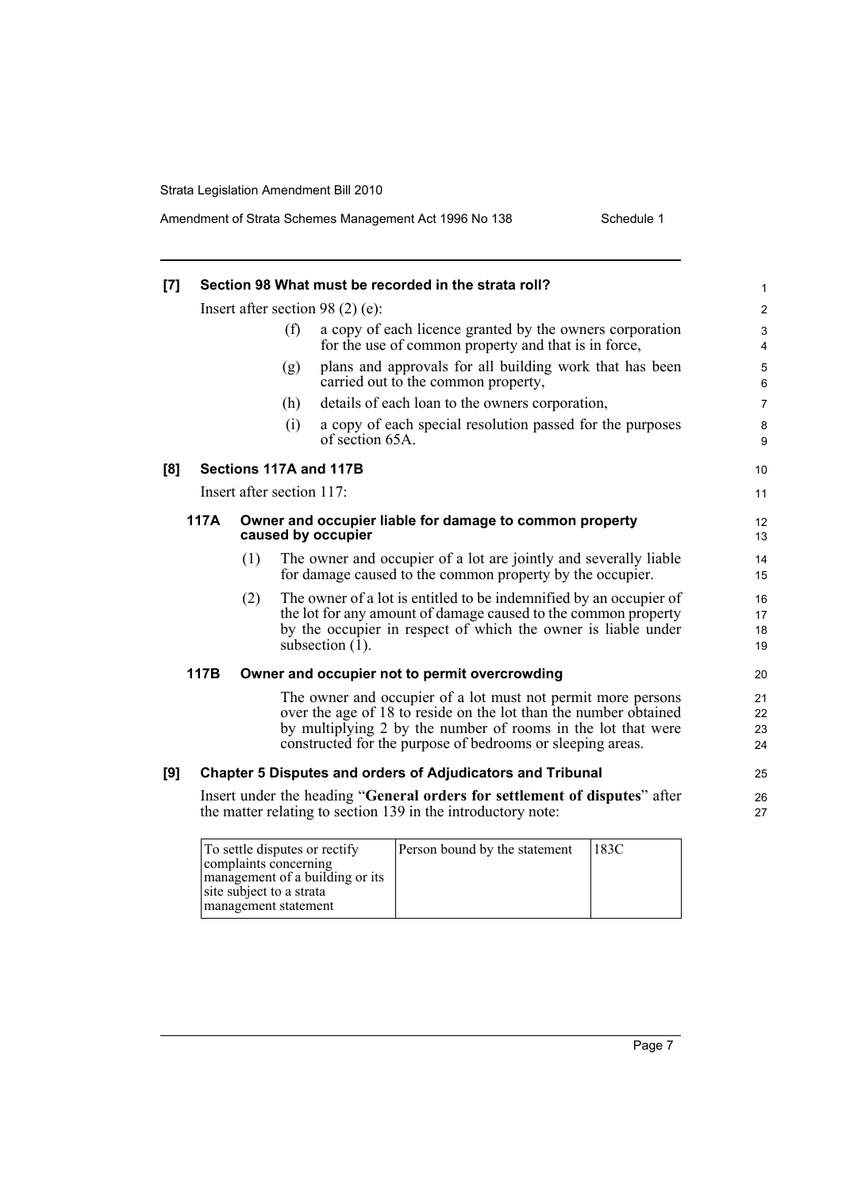**[7] Section 98 What must be recorded in the strata roll?**

Insert after section 98 (2) (e):

(f) a copy of each licence granted by the owners corporation for the use of common property and that is in force,

(g) plans and approvals for all building work that has been carried out to the common property,

(h) details of each loan to the owners corporation,

(i) a copy of each special resolution passed for the purposes of section 65A.

**[8] Sections 117A and 117B**

Insert after section 117:

**117A Owner and occupier liable for damage to common property caused by occupier**

(1) The owner and occupier of a lot are jointly and severally liable for damage caused to the common property by the occupier.

(2) The owner of a lot is entitled to be indemnified by an occupier of the lot for any amount of damage caused to the common property by the occupier in respect of which the owner is liable under subsection (1).

**117B Owner and occupier not to permit overcrowding**

The owner and occupier of a lot must not permit more persons over the age of 18 to reside on the lot than the number obtained by multiplying 2 by the number of rooms in the lot that were constructed for the purpose of bedrooms or sleeping areas.

**[9] Chapter 5 Disputes and orders of Adjudicators and Tribunal**

Insert under the heading "**General orders for settlement of disputes**" after the matter relating to section 139 in the introductory note:

| | | |
|---|---|---|
| To settle disputes or rectify complaints concerning management of a building or its site subject to a strata management statement | Person bound by the statement | 183C |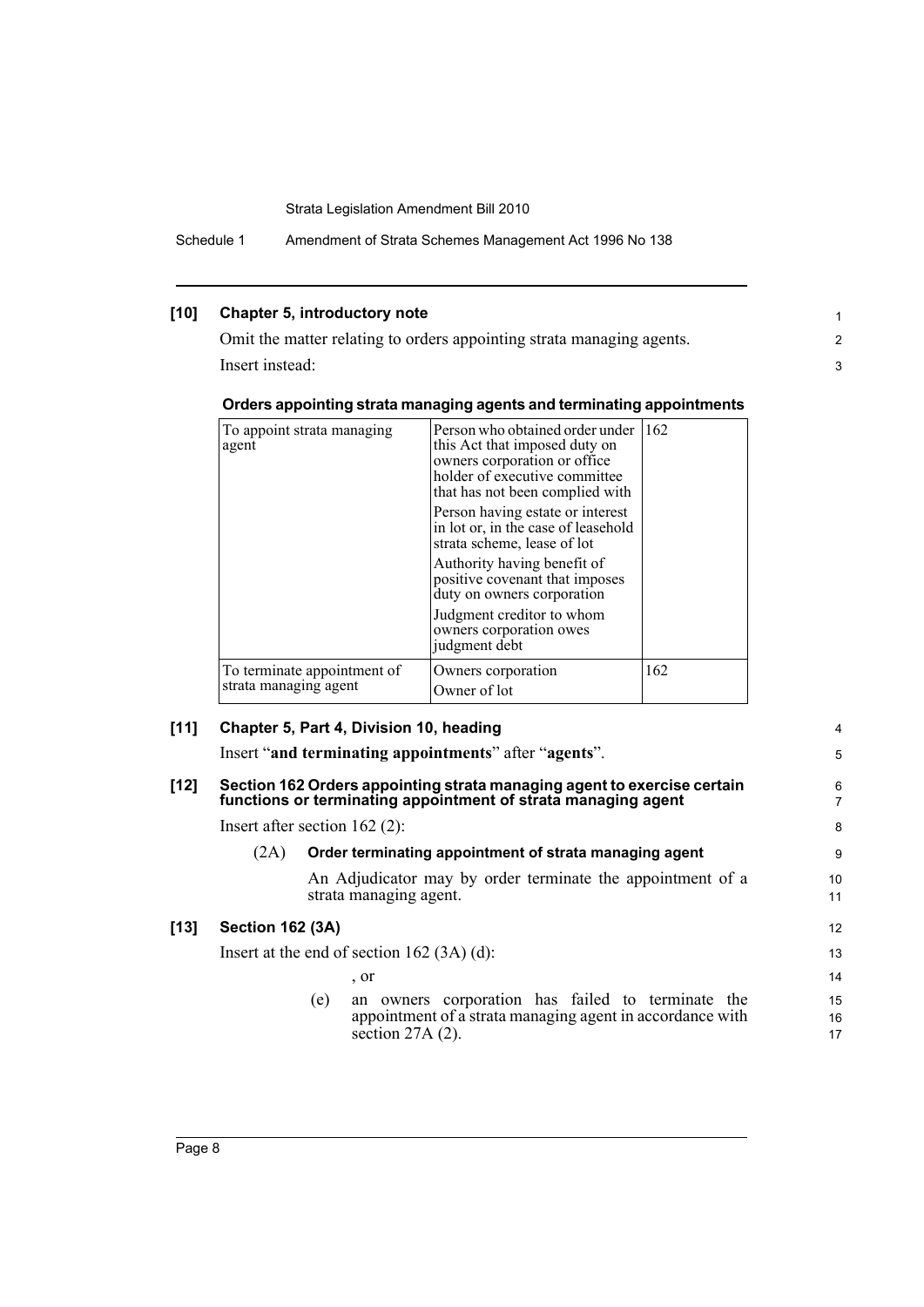**[10] Chapter 5, introductory note**

Omit the matter relating to orders appointing strata managing agents.

Insert instead:

**Orders appointing strata managing agents and terminating appointments**

| | | |
|---|---|---|
| To appoint strata managing agent | Person who obtained order under this Act that imposed duty on owners corporation or office holder of executive committee that has not been complied with<br>Person having estate or interest in lot or, in the case of leasehold strata scheme, lease of lot<br>Authority having benefit of positive covenant that imposes duty on owners corporation<br>Judgment creditor to whom owners corporation owes judgment debt | 162 |
| To terminate appointment of strata managing agent | Owners corporation<br>Owner of lot | 162 |

**[11] Chapter 5, Part 4, Division 10, heading**

Insert "**and terminating appointments**" after "**agents**".

**[12] Section 162 Orders appointing strata managing agent to exercise certain functions or terminating appointment of strata managing agent**

Insert after section 162 (2):

(2A) **Order terminating appointment of strata managing agent**

An Adjudicator may by order terminate the appointment of a strata managing agent.

**[13] Section 162 (3A)**

Insert at the end of section 162 (3A) (d):

, or

(e) an owners corporation has failed to terminate the appointment of a strata managing agent in accordance with section 27A (2).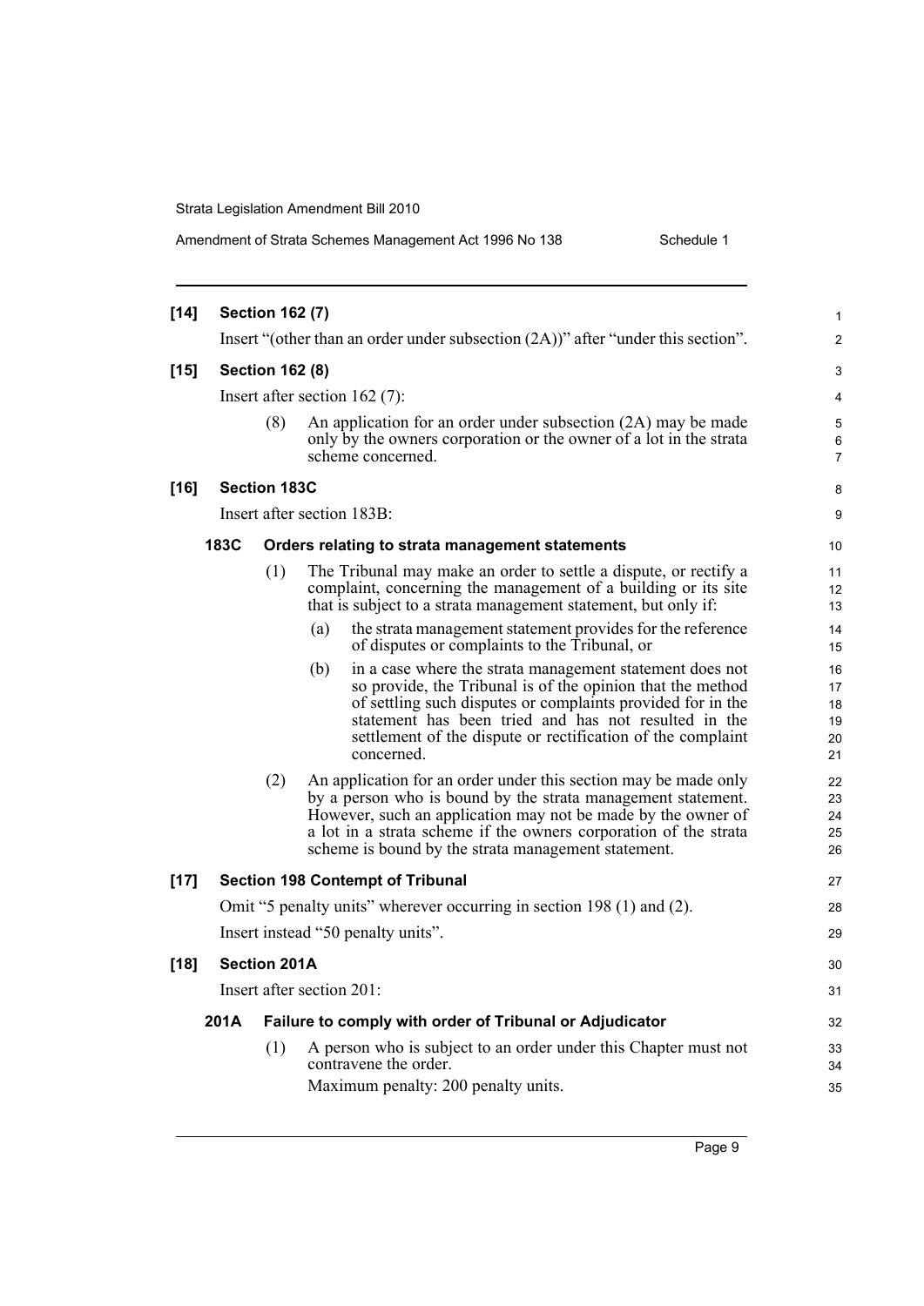**[14] Section 162 (7)**

Insert "(other than an order under subsection (2A))" after "under this section".

**[15] Section 162 (8)**

Insert after section 162 (7):

(8) An application for an order under subsection (2A) may be made only by the owners corporation or the owner of a lot in the strata scheme concerned.

**[16] Section 183C**

Insert after section 183B:

**183C Orders relating to strata management statements**

(1) The Tribunal may make an order to settle a dispute, or rectify a complaint, concerning the management of a building or its site that is subject to a strata management statement, but only if:

(a) the strata management statement provides for the reference of disputes or complaints to the Tribunal, or

(b) in a case where the strata management statement does not so provide, the Tribunal is of the opinion that the method of settling such disputes or complaints provided for in the statement has been tried and has not resulted in the settlement of the dispute or rectification of the complaint concerned.

(2) An application for an order under this section may be made only by a person who is bound by the strata management statement. However, such an application may not be made by the owner of a lot in a strata scheme if the owners corporation of the strata scheme is bound by the strata management statement.

**[17] Section 198 Contempt of Tribunal**

Omit "5 penalty units" wherever occurring in section 198 (1) and (2).

Insert instead "50 penalty units".

**[18] Section 201A**

Insert after section 201:

**201A Failure to comply with order of Tribunal or Adjudicator**

(1) A person who is subject to an order under this Chapter must not contravene the order.

Maximum penalty: 200 penalty units.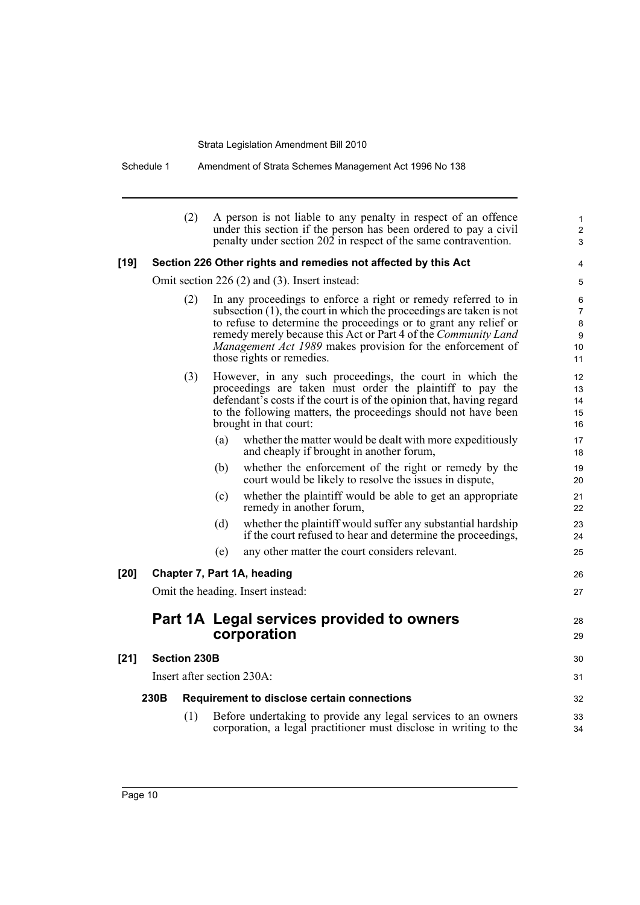(2) A person is not liable to any penalty in respect of an offence under this section if the person has been ordered to pay a civil penalty under section 202 in respect of the same contravention.

**[19] Section 226 Other rights and remedies not affected by this Act**

Omit section 226 (2) and (3). Insert instead:

(2) In any proceedings to enforce a right or remedy referred to in subsection (1), the court in which the proceedings are taken is not to refuse to determine the proceedings or to grant any relief or remedy merely because this Act or Part 4 of the *Community Land Management Act 1989* makes provision for the enforcement of those rights or remedies.

(3) However, in any such proceedings, the court in which the proceedings are taken must order the plaintiff to pay the defendant's costs if the court is of the opinion that, having regard to the following matters, the proceedings should not have been brought in that court:

(a) whether the matter would be dealt with more expeditiously and cheaply if brought in another forum,

(b) whether the enforcement of the right or remedy by the court would be likely to resolve the issues in dispute,

(c) whether the plaintiff would be able to get an appropriate remedy in another forum,

(d) whether the plaintiff would suffer any substantial hardship if the court refused to hear and determine the proceedings,

(e) any other matter the court considers relevant.

**[20] Chapter 7, Part 1A, heading**

Omit the heading. Insert instead:

## Part 1A Legal services provided to owners corporation

**[21] Section 230B**

Insert after section 230A:

**230B Requirement to disclose certain connections**

(1) Before undertaking to provide any legal services to an owners corporation, a legal practitioner must disclose in writing to the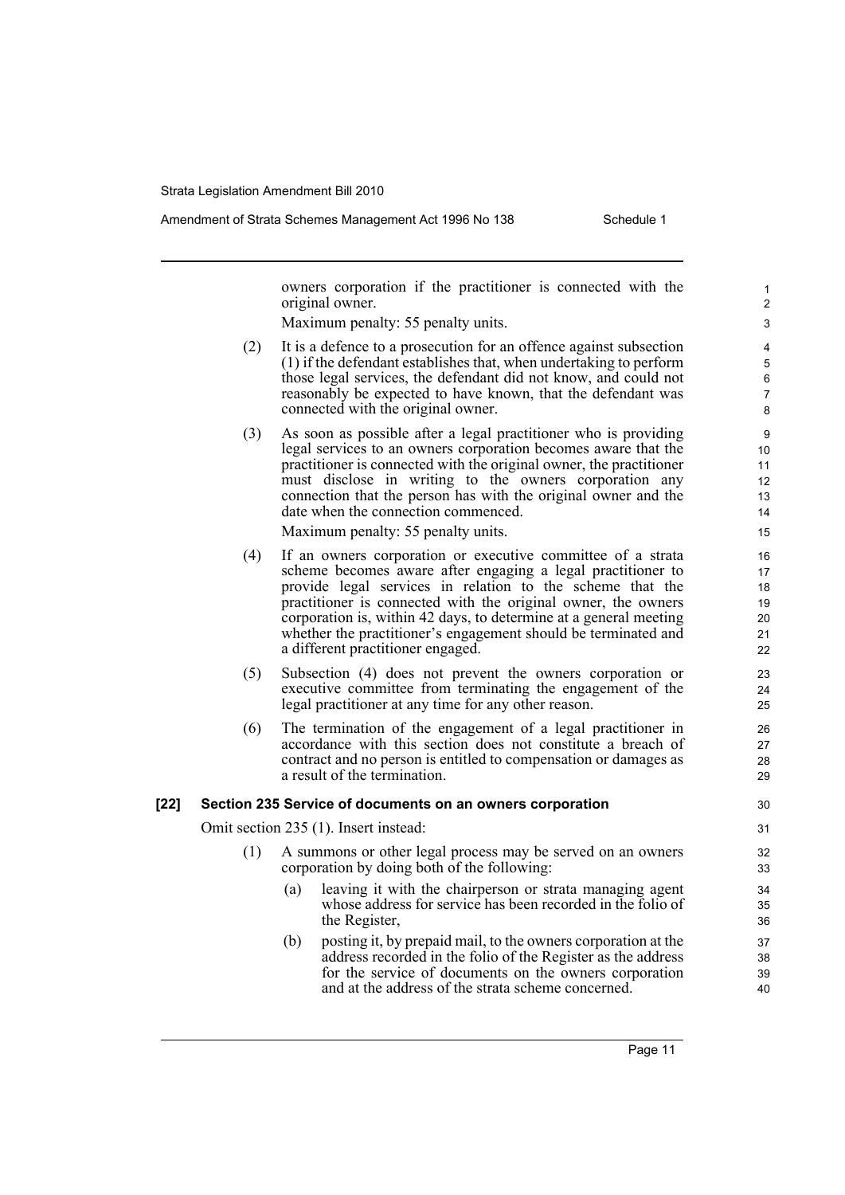owners corporation if the practitioner is connected with the original owner.

Maximum penalty: 55 penalty units.

(2) It is a defence to a prosecution for an offence against subsection (1) if the defendant establishes that, when undertaking to perform those legal services, the defendant did not know, and could not reasonably be expected to have known, that the defendant was connected with the original owner.

(3) As soon as possible after a legal practitioner who is providing legal services to an owners corporation becomes aware that the practitioner is connected with the original owner, the practitioner must disclose in writing to the owners corporation any connection that the person has with the original owner and the date when the connection commenced.

Maximum penalty: 55 penalty units.

(4) If an owners corporation or executive committee of a strata scheme becomes aware after engaging a legal practitioner to provide legal services in relation to the scheme that the practitioner is connected with the original owner, the owners corporation is, within 42 days, to determine at a general meeting whether the practitioner's engagement should be terminated and a different practitioner engaged.

(5) Subsection (4) does not prevent the owners corporation or executive committee from terminating the engagement of the legal practitioner at any time for any other reason.

(6) The termination of the engagement of a legal practitioner in accordance with this section does not constitute a breach of contract and no person is entitled to compensation or damages as a result of the termination.

**[22] Section 235 Service of documents on an owners corporation**

Omit section 235 (1). Insert instead:

(1) A summons or other legal process may be served on an owners corporation by doing both of the following:

(a) leaving it with the chairperson or strata managing agent whose address for service has been recorded in the folio of the Register,

(b) posting it, by prepaid mail, to the owners corporation at the address recorded in the folio of the Register as the address for the service of documents on the owners corporation and at the address of the strata scheme concerned.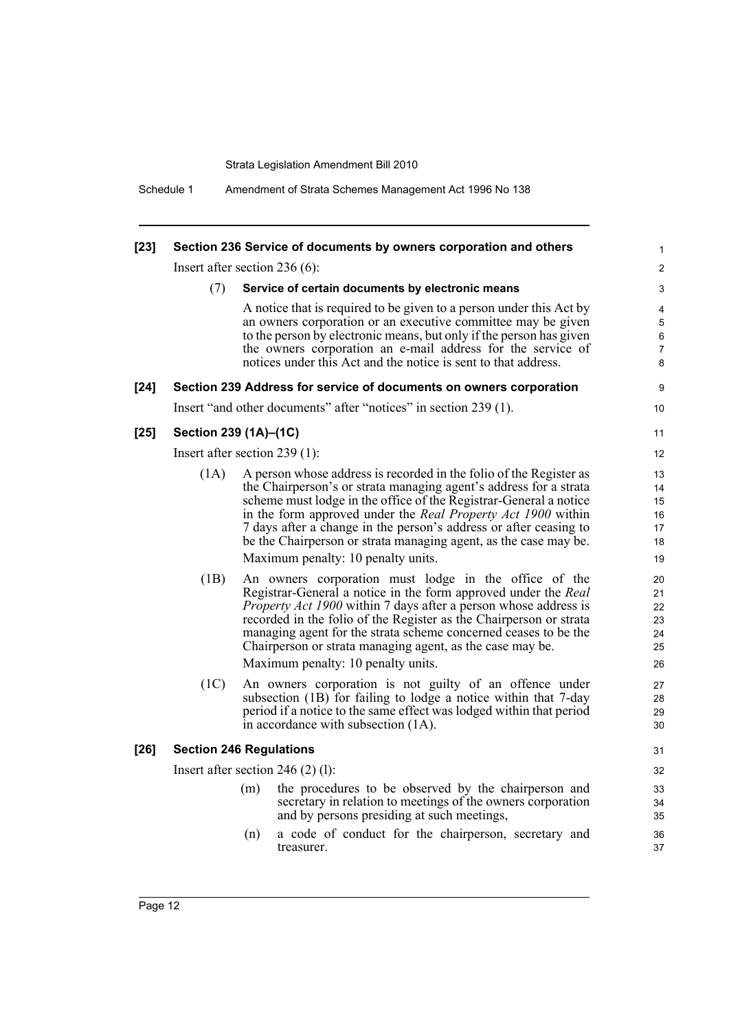**[23] Section 236 Service of documents by owners corporation and others**

Insert after section 236 (6):

(7) **Service of certain documents by electronic means**

A notice that is required to be given to a person under this Act by an owners corporation or an executive committee may be given to the person by electronic means, but only if the person has given the owners corporation an e-mail address for the service of notices under this Act and the notice is sent to that address.

**[24] Section 239 Address for service of documents on owners corporation**

Insert "and other documents" after "notices" in section 239 (1).

**[25] Section 239 (1A)–(1C)**

Insert after section 239 (1):

(1A) A person whose address is recorded in the folio of the Register as the Chairperson's or strata managing agent's address for a strata scheme must lodge in the office of the Registrar-General a notice in the form approved under the *Real Property Act 1900* within 7 days after a change in the person's address or after ceasing to be the Chairperson or strata managing agent, as the case may be.

Maximum penalty: 10 penalty units.

(1B) An owners corporation must lodge in the office of the Registrar-General a notice in the form approved under the *Real Property Act 1900* within 7 days after a person whose address is recorded in the folio of the Register as the Chairperson or strata managing agent for the strata scheme concerned ceases to be the Chairperson or strata managing agent, as the case may be.

Maximum penalty: 10 penalty units.

(1C) An owners corporation is not guilty of an offence under subsection (1B) for failing to lodge a notice within that 7-day period if a notice to the same effect was lodged within that period in accordance with subsection (1A).

**[26] Section 246 Regulations**

Insert after section 246 (2) (l):

(m) the procedures to be observed by the chairperson and secretary in relation to meetings of the owners corporation and by persons presiding at such meetings,

(n) a code of conduct for the chairperson, secretary and treasurer.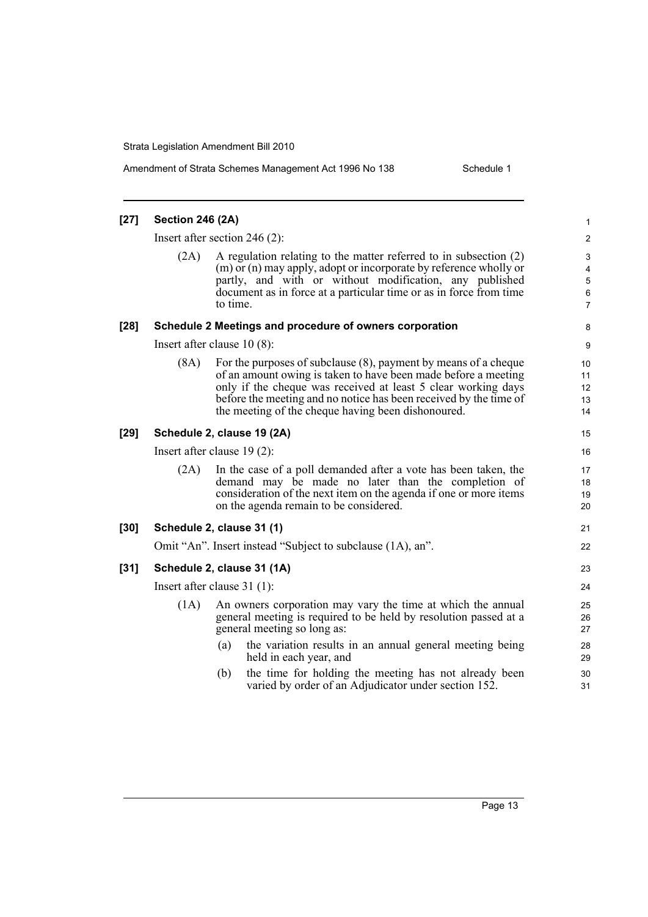**[27] Section 246 (2A)**

Insert after section 246 (2):

(2A) A regulation relating to the matter referred to in subsection (2) (m) or (n) may apply, adopt or incorporate by reference wholly or partly, and with or without modification, any published document as in force at a particular time or as in force from time to time.

**[28] Schedule 2 Meetings and procedure of owners corporation**

Insert after clause 10 (8):

(8A) For the purposes of subclause (8), payment by means of a cheque of an amount owing is taken to have been made before a meeting only if the cheque was received at least 5 clear working days before the meeting and no notice has been received by the time of the meeting of the cheque having been dishonoured.

**[29] Schedule 2, clause 19 (2A)**

Insert after clause 19 (2):

(2A) In the case of a poll demanded after a vote has been taken, the demand may be made no later than the completion of consideration of the next item on the agenda if one or more items on the agenda remain to be considered.

**[30] Schedule 2, clause 31 (1)**

Omit "An". Insert instead "Subject to subclause (1A), an".

**[31] Schedule 2, clause 31 (1A)**

Insert after clause 31 (1):

(1A) An owners corporation may vary the time at which the annual general meeting is required to be held by resolution passed at a general meeting so long as:

(a) the variation results in an annual general meeting being held in each year, and

(b) the time for holding the meeting has not already been varied by order of an Adjudicator under section 152.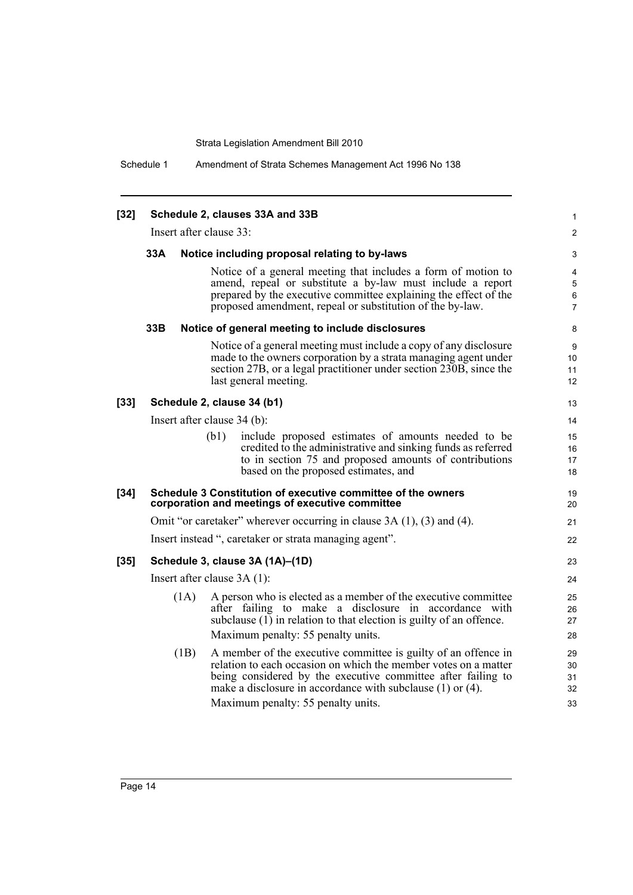**[32] Schedule 2, clauses 33A and 33B**

Insert after clause 33:

**33A Notice including proposal relating to by-laws**

Notice of a general meeting that includes a form of motion to amend, repeal or substitute a by-law must include a report prepared by the executive committee explaining the effect of the proposed amendment, repeal or substitution of the by-law.

**33B Notice of general meeting to include disclosures**

Notice of a general meeting must include a copy of any disclosure made to the owners corporation by a strata managing agent under section 27B, or a legal practitioner under section 230B, since the last general meeting.

**[33] Schedule 2, clause 34 (b1)**

Insert after clause 34 (b):

(b1) include proposed estimates of amounts needed to be credited to the administrative and sinking funds as referred to in section 75 and proposed amounts of contributions based on the proposed estimates, and

**[34] Schedule 3 Constitution of executive committee of the owners corporation and meetings of executive committee**

Omit "or caretaker" wherever occurring in clause 3A (1), (3) and (4).

Insert instead ", caretaker or strata managing agent".

**[35] Schedule 3, clause 3A (1A)–(1D)**

Insert after clause 3A (1):

(1A) A person who is elected as a member of the executive committee after failing to make a disclosure in accordance with subclause (1) in relation to that election is guilty of an offence.

Maximum penalty: 55 penalty units.

(1B) A member of the executive committee is guilty of an offence in relation to each occasion on which the member votes on a matter being considered by the executive committee after failing to make a disclosure in accordance with subclause (1) or (4).

Maximum penalty: 55 penalty units.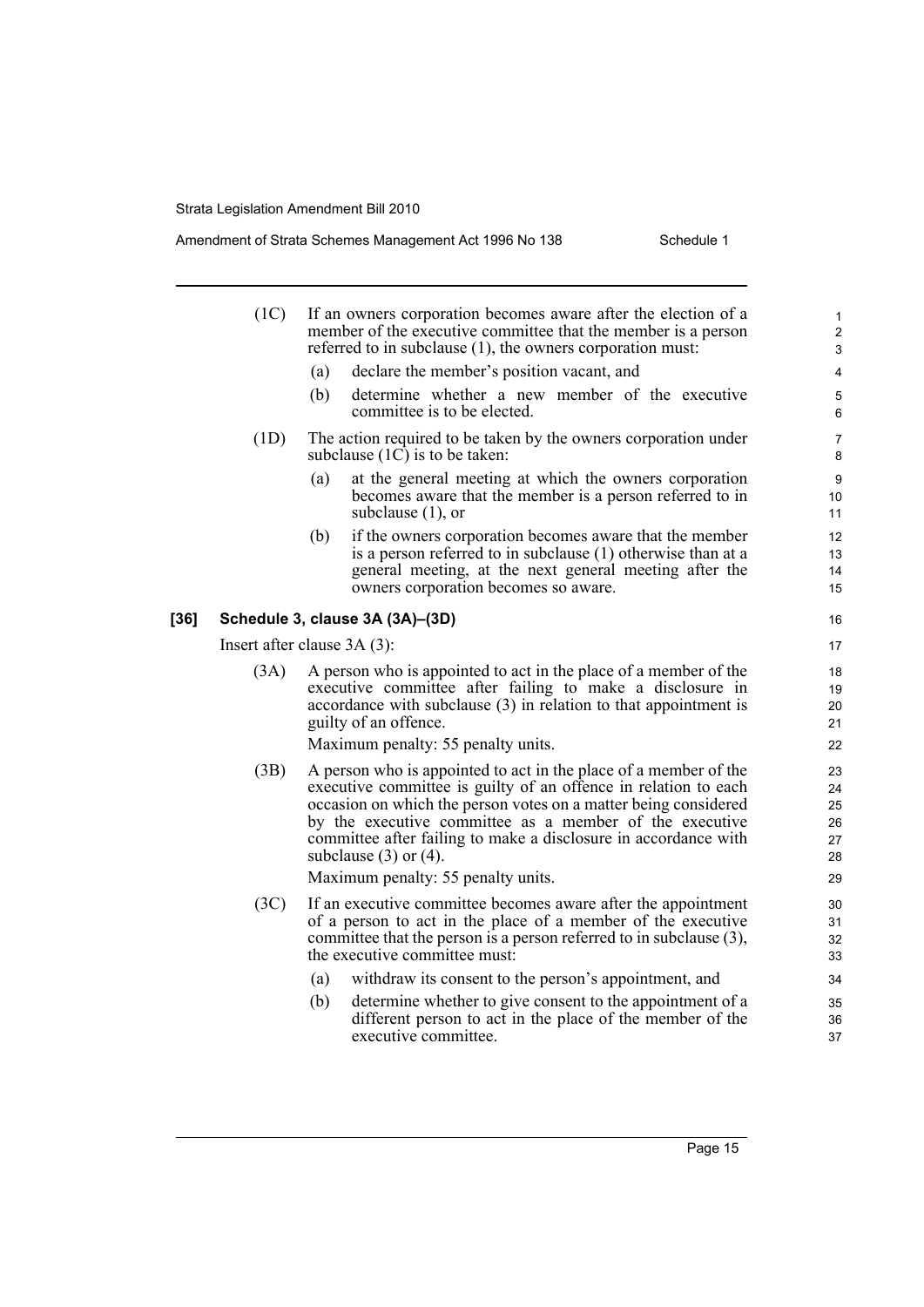(1C) If an owners corporation becomes aware after the election of a member of the executive committee that the member is a person referred to in subclause (1), the owners corporation must:

(a) declare the member's position vacant, and

(b) determine whether a new member of the executive committee is to be elected.

(1D) The action required to be taken by the owners corporation under subclause (1C) is to be taken:

(a) at the general meeting at which the owners corporation becomes aware that the member is a person referred to in subclause (1), or

(b) if the owners corporation becomes aware that the member is a person referred to in subclause (1) otherwise than at a general meeting, at the next general meeting after the owners corporation becomes so aware.

**[36] Schedule 3, clause 3A (3A)–(3D)**

Insert after clause 3A (3):

(3A) A person who is appointed to act in the place of a member of the executive committee after failing to make a disclosure in accordance with subclause (3) in relation to that appointment is guilty of an offence.

Maximum penalty: 55 penalty units.

(3B) A person who is appointed to act in the place of a member of the executive committee is guilty of an offence in relation to each occasion on which the person votes on a matter being considered by the executive committee as a member of the executive committee after failing to make a disclosure in accordance with subclause (3) or (4).

Maximum penalty: 55 penalty units.

(3C) If an executive committee becomes aware after the appointment of a person to act in the place of a member of the executive committee that the person is a person referred to in subclause (3), the executive committee must:

(a) withdraw its consent to the person's appointment, and

(b) determine whether to give consent to the appointment of a different person to act in the place of the member of the executive committee.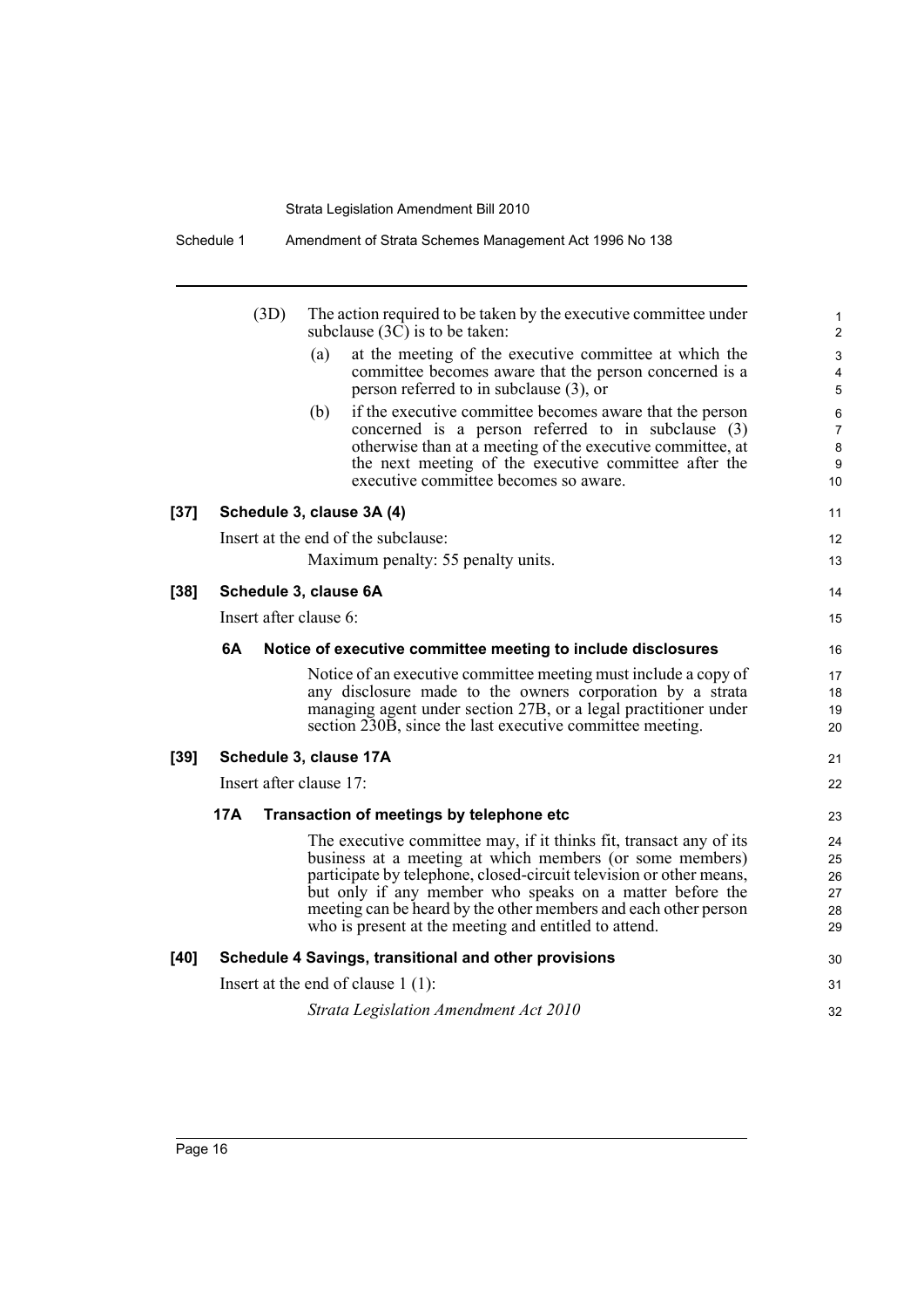(3D) The action required to be taken by the executive committee under subclause (3C) is to be taken:

(a) at the meeting of the executive committee at which the committee becomes aware that the person concerned is a person referred to in subclause (3), or

(b) if the executive committee becomes aware that the person concerned is a person referred to in subclause (3) otherwise than at a meeting of the executive committee, at the next meeting of the executive committee after the executive committee becomes so aware.

### [37] Schedule 3, clause 3A (4)

Insert at the end of the subclause:

Maximum penalty: 55 penalty units.

### [38] Schedule 3, clause 6A

Insert after clause 6:

#### 6A Notice of executive committee meeting to include disclosures

Notice of an executive committee meeting must include a copy of any disclosure made to the owners corporation by a strata managing agent under section 27B, or a legal practitioner under section 230B, since the last executive committee meeting.

### [39] Schedule 3, clause 17A

Insert after clause 17:

#### 17A Transaction of meetings by telephone etc

The executive committee may, if it thinks fit, transact any of its business at a meeting at which members (or some members) participate by telephone, closed-circuit television or other means, but only if any member who speaks on a matter before the meeting can be heard by the other members and each other person who is present at the meeting and entitled to attend.

### [40] Schedule 4 Savings, transitional and other provisions

Insert at the end of clause 1 (1):

*Strata Legislation Amendment Act 2010*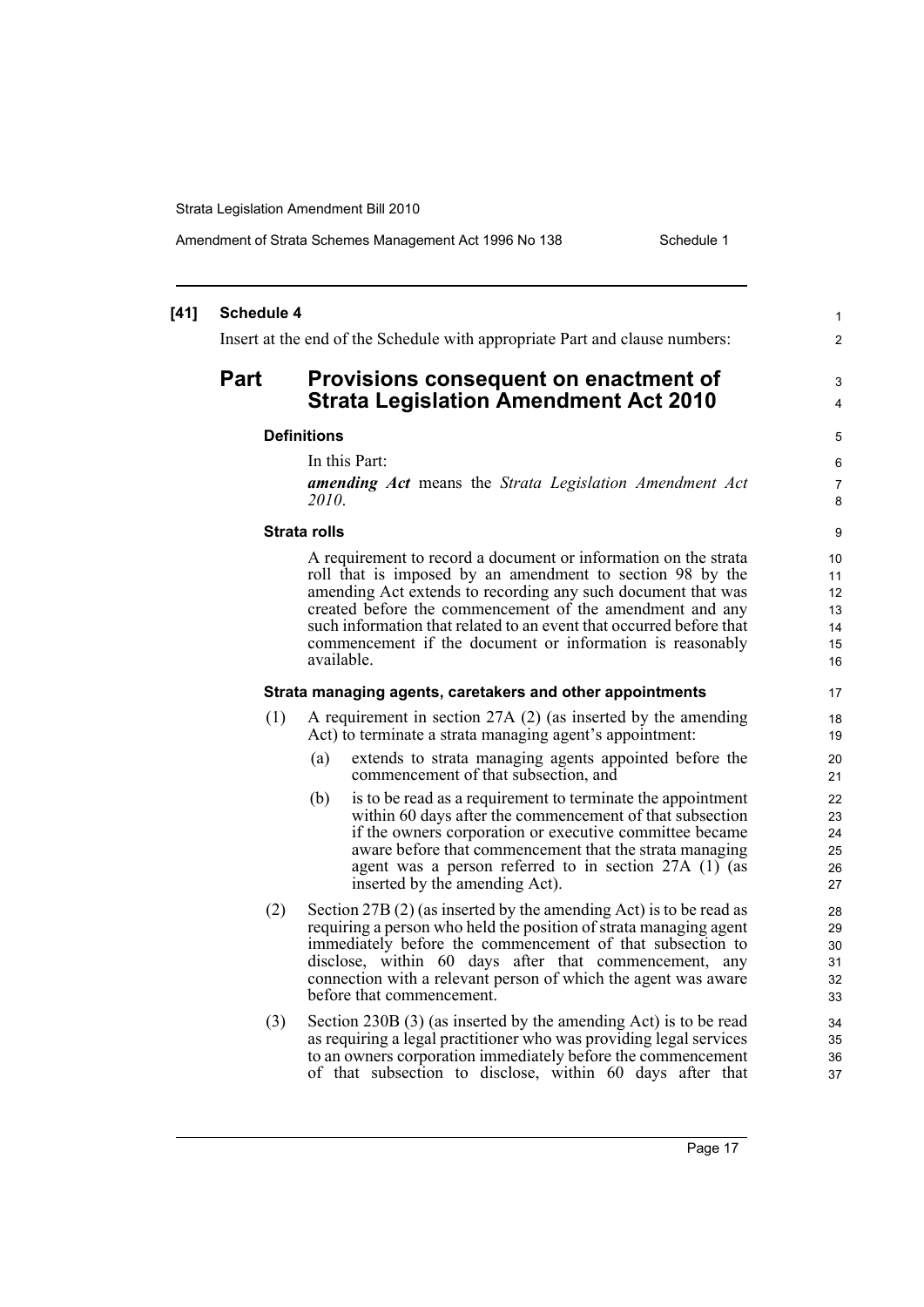**[41] Schedule 4**

Insert at the end of the Schedule with appropriate Part and clause numbers:

## Part Provisions consequent on enactment of Strata Legislation Amendment Act 2010

#### Definitions

In this Part:

***amending Act*** means the *Strata Legislation Amendment Act 2010*.

#### Strata rolls

A requirement to record a document or information on the strata roll that is imposed by an amendment to section 98 by the amending Act extends to recording any such document that was created before the commencement of the amendment and any such information that related to an event that occurred before that commencement if the document or information is reasonably available.

#### Strata managing agents, caretakers and other appointments

(1) A requirement in section 27A (2) (as inserted by the amending Act) to terminate a strata managing agent's appointment:

- (a) extends to strata managing agents appointed before the commencement of that subsection, and
- (b) is to be read as a requirement to terminate the appointment within 60 days after the commencement of that subsection if the owners corporation or executive committee became aware before that commencement that the strata managing agent was a person referred to in section 27A (1) (as inserted by the amending Act).

(2) Section 27B (2) (as inserted by the amending Act) is to be read as requiring a person who held the position of strata managing agent immediately before the commencement of that subsection to disclose, within 60 days after that commencement, any connection with a relevant person of which the agent was aware before that commencement.

(3) Section 230B (3) (as inserted by the amending Act) is to be read as requiring a legal practitioner who was providing legal services to an owners corporation immediately before the commencement of that subsection to disclose, within 60 days after that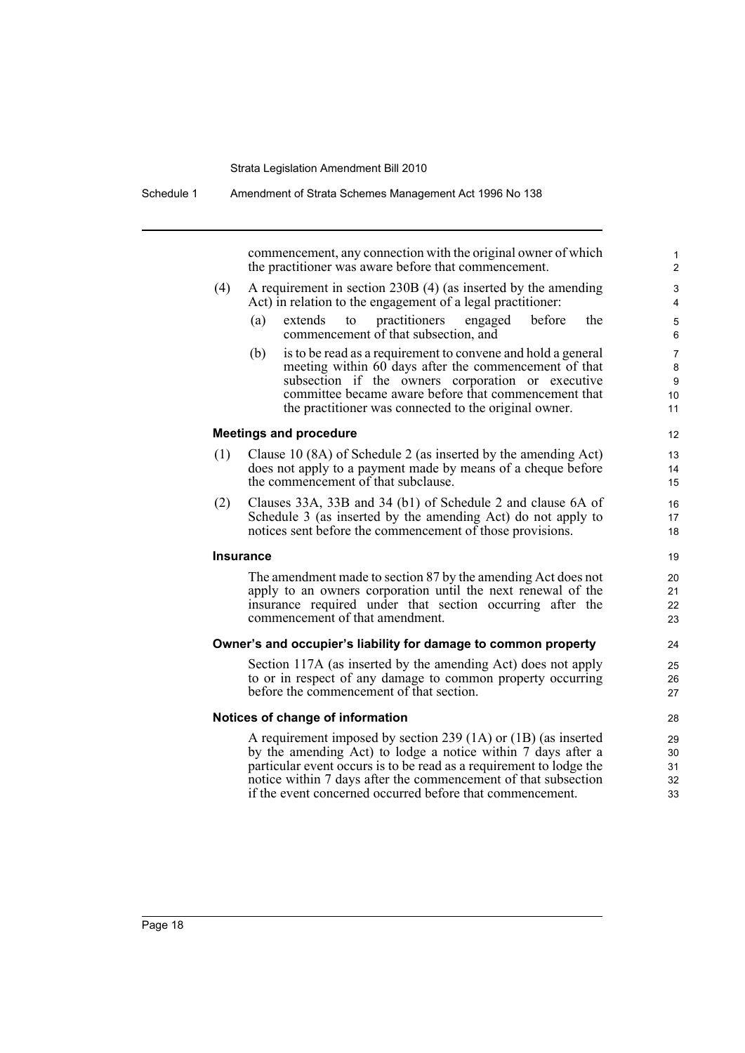commencement, any connection with the original owner of which the practitioner was aware before that commencement.

(4) A requirement in section 230B (4) (as inserted by the amending Act) in relation to the engagement of a legal practitioner:

(a) extends to practitioners engaged before the commencement of that subsection, and

(b) is to be read as a requirement to convene and hold a general meeting within 60 days after the commencement of that subsection if the owners corporation or executive committee became aware before that commencement that the practitioner was connected to the original owner.

**Meetings and procedure**

(1) Clause 10 (8A) of Schedule 2 (as inserted by the amending Act) does not apply to a payment made by means of a cheque before the commencement of that subclause.

(2) Clauses 33A, 33B and 34 (b1) of Schedule 2 and clause 6A of Schedule 3 (as inserted by the amending Act) do not apply to notices sent before the commencement of those provisions.

**Insurance**

The amendment made to section 87 by the amending Act does not apply to an owners corporation until the next renewal of the insurance required under that section occurring after the commencement of that amendment.

**Owner's and occupier's liability for damage to common property**

Section 117A (as inserted by the amending Act) does not apply to or in respect of any damage to common property occurring before the commencement of that section.

**Notices of change of information**

A requirement imposed by section 239 (1A) or (1B) (as inserted by the amending Act) to lodge a notice within 7 days after a particular event occurs is to be read as a requirement to lodge the notice within 7 days after the commencement of that subsection if the event concerned occurred before that commencement.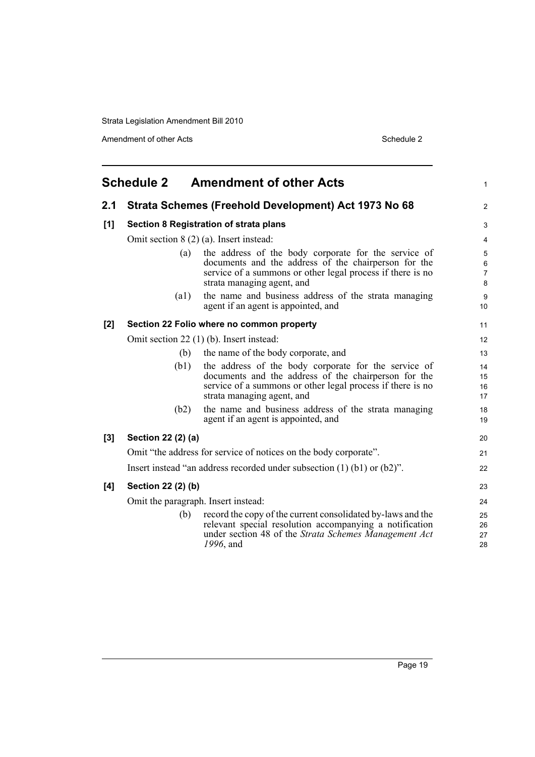## Schedule 2 Amendment of other Acts

### 2.1 Strata Schemes (Freehold Development) Act 1973 No 68

**[1] Section 8 Registration of strata plans**

Omit section 8 (2) (a). Insert instead:

(a) the address of the body corporate for the service of documents and the address of the chairperson for the service of a summons or other legal process if there is no strata managing agent, and

(a1) the name and business address of the strata managing agent if an agent is appointed, and

**[2] Section 22 Folio where no common property**

Omit section 22 (1) (b). Insert instead:

(b) the name of the body corporate, and

(b1) the address of the body corporate for the service of documents and the address of the chairperson for the service of a summons or other legal process if there is no strata managing agent, and

(b2) the name and business address of the strata managing agent if an agent is appointed, and

**[3] Section 22 (2) (a)**

Omit "the address for service of notices on the body corporate".

Insert instead "an address recorded under subsection (1) (b1) or (b2)".

**[4] Section 22 (2) (b)**

Omit the paragraph. Insert instead:

(b) record the copy of the current consolidated by-laws and the relevant special resolution accompanying a notification under section 48 of the *Strata Schemes Management Act 1996*, and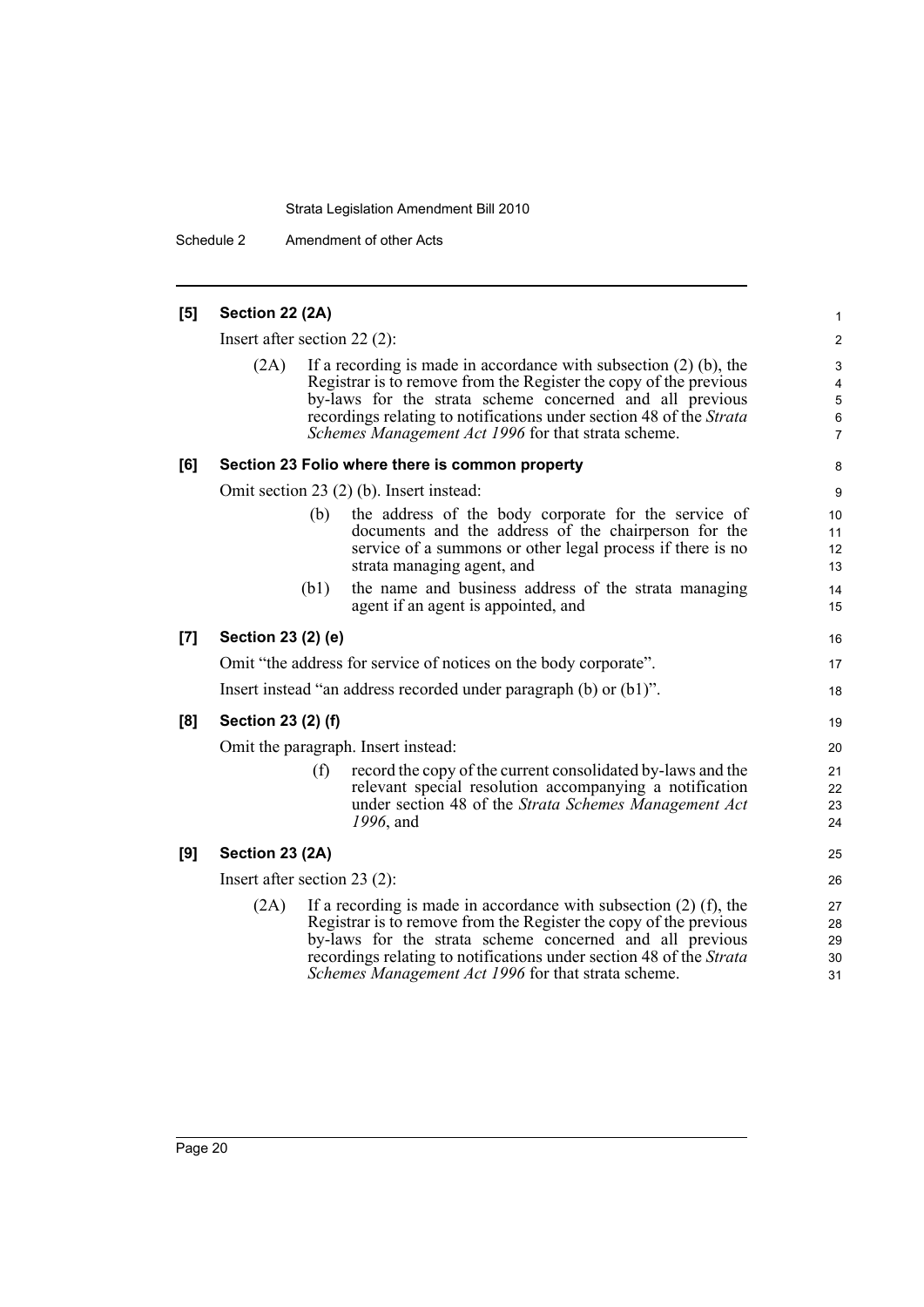**[5] Section 22 (2A)**

Insert after section 22 (2):

(2A) If a recording is made in accordance with subsection (2) (b), the Registrar is to remove from the Register the copy of the previous by-laws for the strata scheme concerned and all previous recordings relating to notifications under section 48 of the *Strata Schemes Management Act 1996* for that strata scheme.

**[6] Section 23 Folio where there is common property**

Omit section 23 (2) (b). Insert instead:

(b) the address of the body corporate for the service of documents and the address of the chairperson for the service of a summons or other legal process if there is no strata managing agent, and

(b1) the name and business address of the strata managing agent if an agent is appointed, and

**[7] Section 23 (2) (e)**

Omit "the address for service of notices on the body corporate".

Insert instead "an address recorded under paragraph (b) or (b1)".

**[8] Section 23 (2) (f)**

Omit the paragraph. Insert instead:

(f) record the copy of the current consolidated by-laws and the relevant special resolution accompanying a notification under section 48 of the *Strata Schemes Management Act 1996*, and

**[9] Section 23 (2A)**

Insert after section 23 (2):

(2A) If a recording is made in accordance with subsection (2) (f), the Registrar is to remove from the Register the copy of the previous by-laws for the strata scheme concerned and all previous recordings relating to notifications under section 48 of the *Strata Schemes Management Act 1996* for that strata scheme.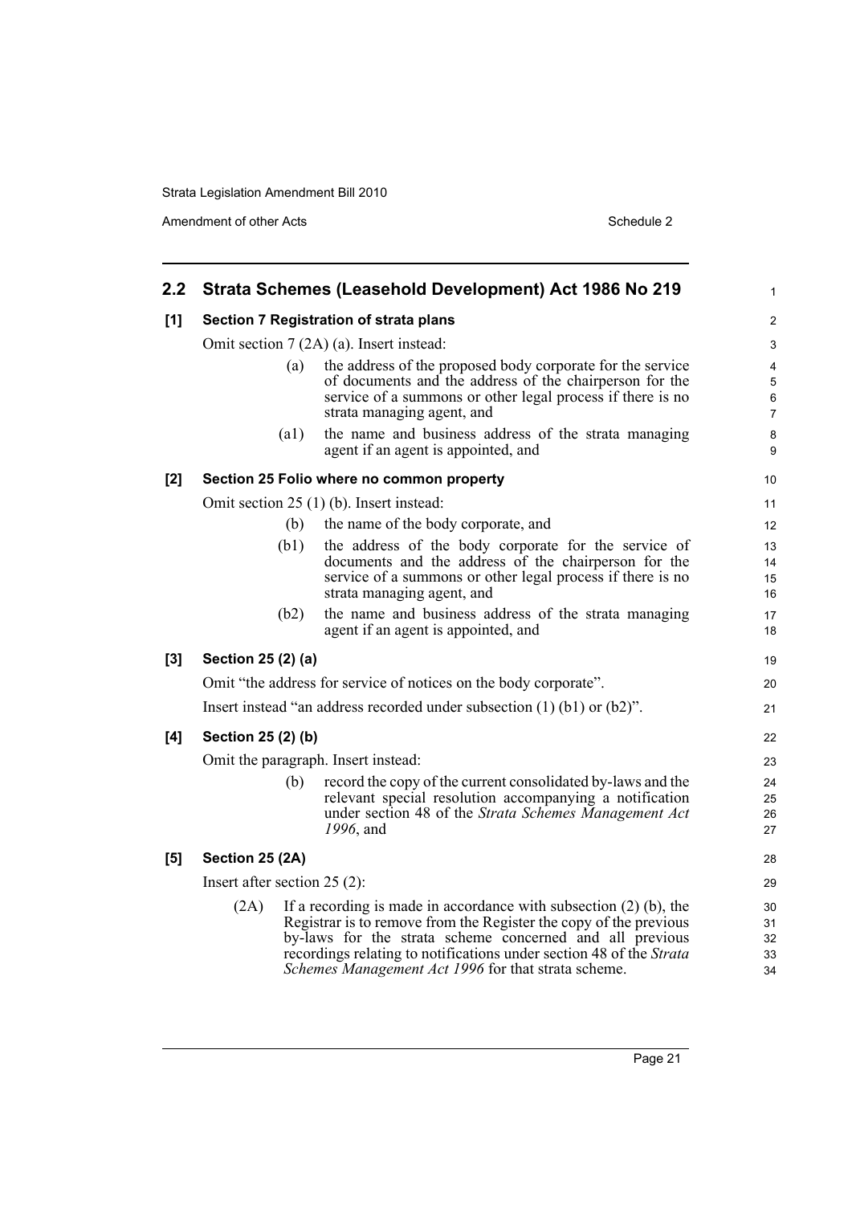## 2.2 Strata Schemes (Leasehold Development) Act 1986 No 219

### [1] Section 7 Registration of strata plans

Omit section 7 (2A) (a). Insert instead:

(a) the address of the proposed body corporate for the service of documents and the address of the chairperson for the service of a summons or other legal process if there is no strata managing agent, and

(a1) the name and business address of the strata managing agent if an agent is appointed, and

### [2] Section 25 Folio where no common property

Omit section 25 (1) (b). Insert instead:

(b) the name of the body corporate, and

(b1) the address of the body corporate for the service of documents and the address of the chairperson for the service of a summons or other legal process if there is no strata managing agent, and

(b2) the name and business address of the strata managing agent if an agent is appointed, and

### [3] Section 25 (2) (a)

Omit "the address for service of notices on the body corporate".

Insert instead "an address recorded under subsection (1) (b1) or (b2)".

### [4] Section 25 (2) (b)

Omit the paragraph. Insert instead:

(b) record the copy of the current consolidated by-laws and the relevant special resolution accompanying a notification under section 48 of the *Strata Schemes Management Act 1996*, and

### [5] Section 25 (2A)

Insert after section 25 (2):

(2A) If a recording is made in accordance with subsection (2) (b), the Registrar is to remove from the Register the copy of the previous by-laws for the strata scheme concerned and all previous recordings relating to notifications under section 48 of the *Strata Schemes Management Act 1996* for that strata scheme.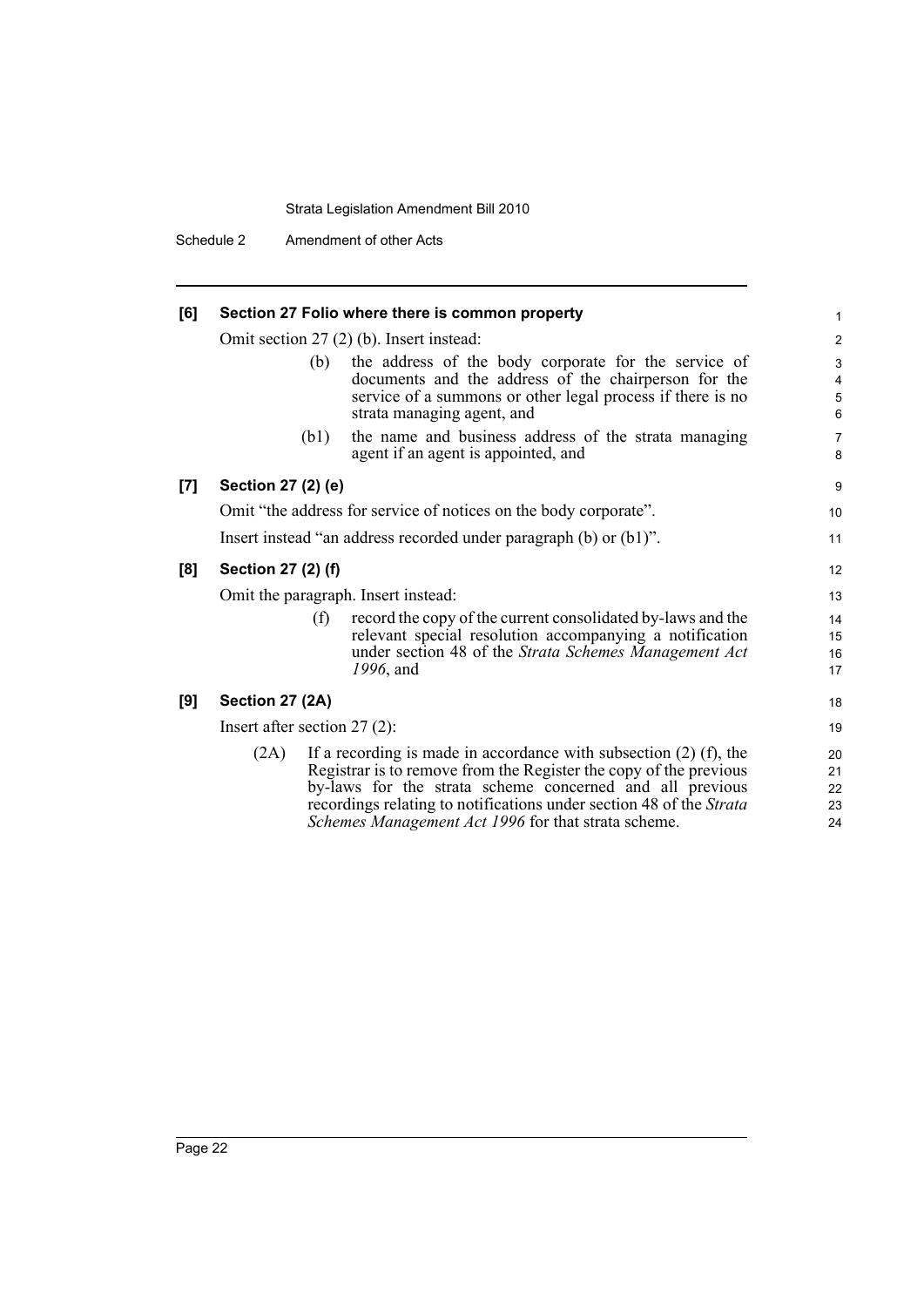**[6] Section 27 Folio where there is common property**

Omit section 27 (2) (b). Insert instead:

(b) the address of the body corporate for the service of documents and the address of the chairperson for the service of a summons or other legal process if there is no strata managing agent, and

(b1) the name and business address of the strata managing agent if an agent is appointed, and

**[7] Section 27 (2) (e)**

Omit "the address for service of notices on the body corporate".

Insert instead "an address recorded under paragraph (b) or (b1)".

**[8] Section 27 (2) (f)**

Omit the paragraph. Insert instead:

(f) record the copy of the current consolidated by-laws and the relevant special resolution accompanying a notification under section 48 of the *Strata Schemes Management Act 1996*, and

**[9] Section 27 (2A)**

Insert after section 27 (2):

(2A) If a recording is made in accordance with subsection (2) (f), the Registrar is to remove from the Register the copy of the previous by-laws for the strata scheme concerned and all previous recordings relating to notifications under section 48 of the *Strata Schemes Management Act 1996* for that strata scheme.